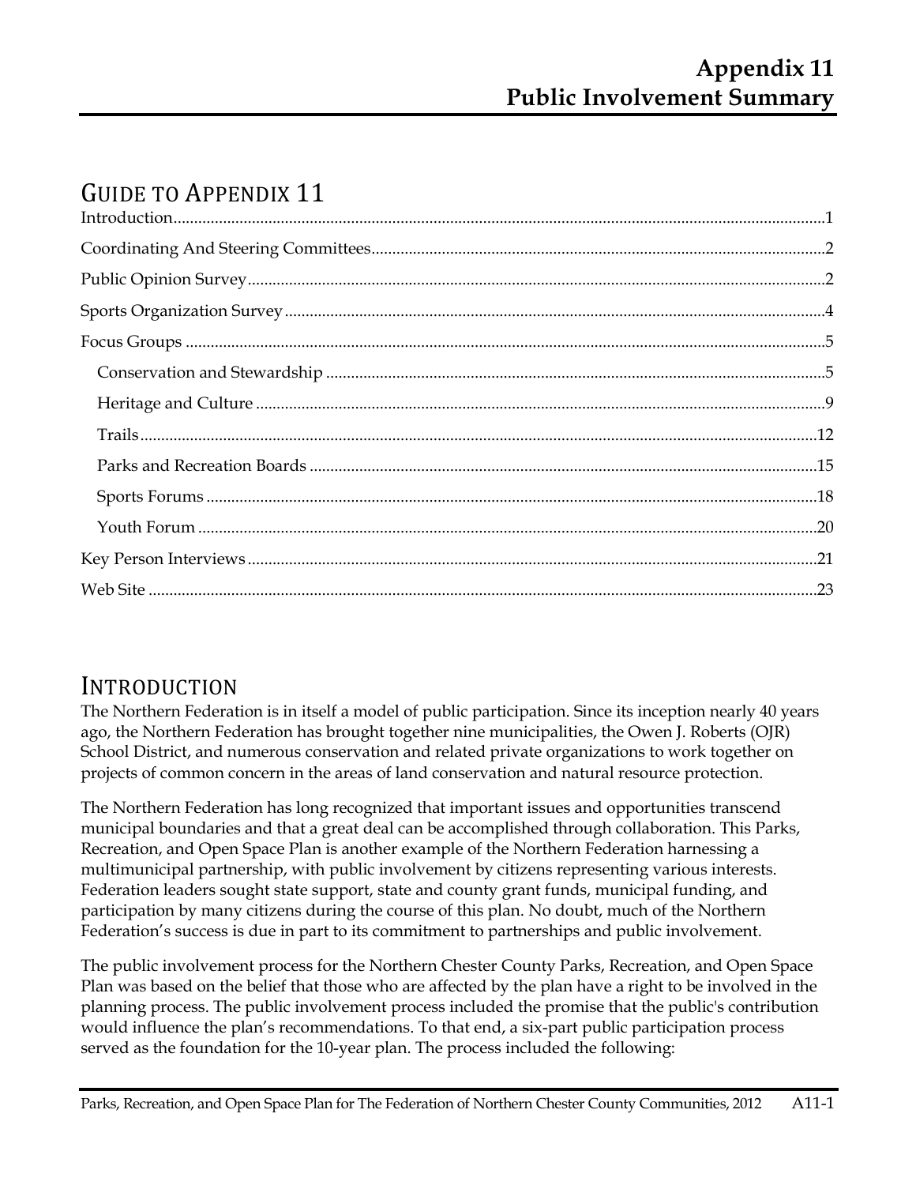# Appendix 11
# Public Involvement Summary

## GUIDE TO APPENDIX 11

- Introduction....1
- Coordinating And Steering Committees....2
- Public Opinion Survey....2
- Sports Organization Survey....4
- Focus Groups....5
  - Conservation and Stewardship....5
  - Heritage and Culture....9
  - Trails....12
  - Parks and Recreation Boards....15
  - Sports Forums....18
  - Youth Forum....20
- Key Person Interviews....21
- Web Site....23

## INTRODUCTION

The Northern Federation is in itself a model of public participation. Since its inception nearly 40 years ago, the Northern Federation has brought together nine municipalities, the Owen J. Roberts (OJR) School District, and numerous conservation and related private organizations to work together on projects of common concern in the areas of land conservation and natural resource protection.

The Northern Federation has long recognized that important issues and opportunities transcend municipal boundaries and that a great deal can be accomplished through collaboration. This Parks, Recreation, and Open Space Plan is another example of the Northern Federation harnessing a multimunicipal partnership, with public involvement by citizens representing various interests. Federation leaders sought state support, state and county grant funds, municipal funding, and participation by many citizens during the course of this plan. No doubt, much of the Northern Federation's success is due in part to its commitment to partnerships and public involvement.

The public involvement process for the Northern Chester County Parks, Recreation, and Open Space Plan was based on the belief that those who are affected by the plan have a right to be involved in the planning process. The public involvement process included the promise that the public's contribution would influence the plan's recommendations. To that end, a six-part public participation process served as the foundation for the 10-year plan. The process included the following: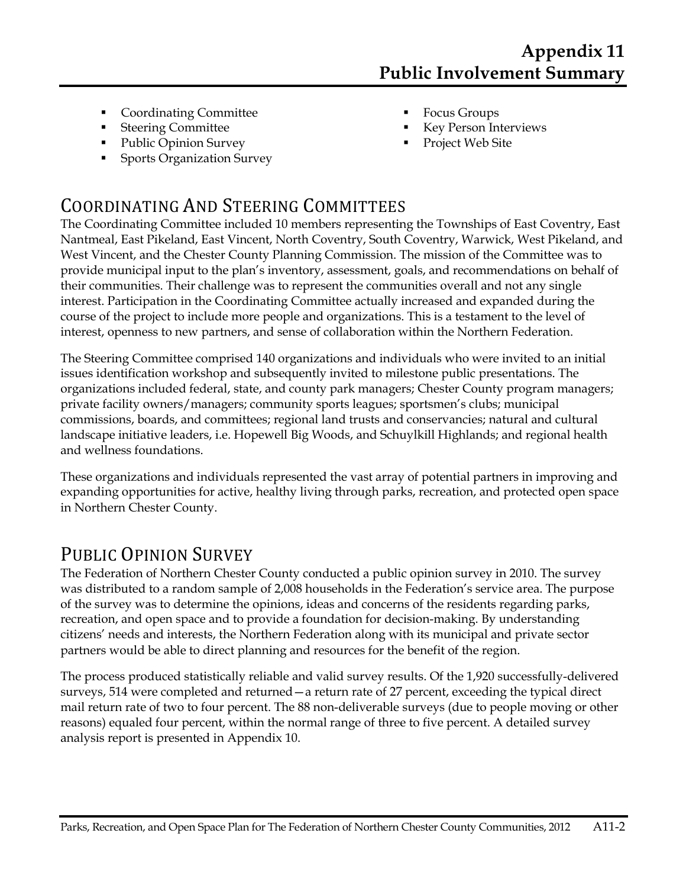- Coordinating Committee
- Steering Committee
- Public Opinion Survey
- Sports Organization Survey
- Focus Groups
- Key Person Interviews
- Project Web Site

## Coordinating And Steering Committees

The Coordinating Committee included 10 members representing the Townships of East Coventry, East Nantmeal, East Pikeland, East Vincent, North Coventry, South Coventry, Warwick, West Pikeland, and West Vincent, and the Chester County Planning Commission. The mission of the Committee was to provide municipal input to the plan's inventory, assessment, goals, and recommendations on behalf of their communities. Their challenge was to represent the communities overall and not any single interest. Participation in the Coordinating Committee actually increased and expanded during the course of the project to include more people and organizations. This is a testament to the level of interest, openness to new partners, and sense of collaboration within the Northern Federation.

The Steering Committee comprised 140 organizations and individuals who were invited to an initial issues identification workshop and subsequently invited to milestone public presentations. The organizations included federal, state, and county park managers; Chester County program managers; private facility owners/managers; community sports leagues; sportsmen's clubs; municipal commissions, boards, and committees; regional land trusts and conservancies; natural and cultural landscape initiative leaders, i.e. Hopewell Big Woods, and Schuylkill Highlands; and regional health and wellness foundations.

These organizations and individuals represented the vast array of potential partners in improving and expanding opportunities for active, healthy living through parks, recreation, and protected open space in Northern Chester County.

## Public Opinion Survey

The Federation of Northern Chester County conducted a public opinion survey in 2010. The survey was distributed to a random sample of 2,008 households in the Federation's service area. The purpose of the survey was to determine the opinions, ideas and concerns of the residents regarding parks, recreation, and open space and to provide a foundation for decision-making. By understanding citizens' needs and interests, the Northern Federation along with its municipal and private sector partners would be able to direct planning and resources for the benefit of the region.

The process produced statistically reliable and valid survey results. Of the 1,920 successfully-delivered surveys, 514 were completed and returned—a return rate of 27 percent, exceeding the typical direct mail return rate of two to four percent. The 88 non-deliverable surveys (due to people moving or other reasons) equaled four percent, within the normal range of three to five percent. A detailed survey analysis report is presented in Appendix 10.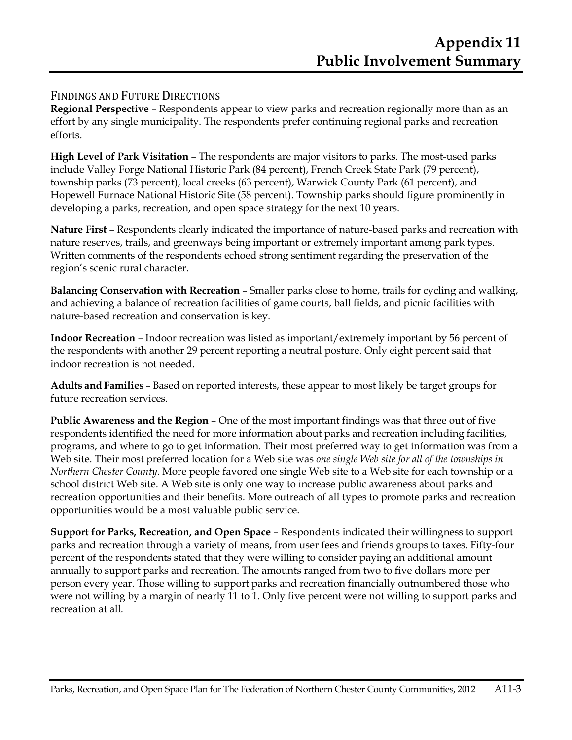## FINDINGS AND FUTURE DIRECTIONS

**Regional Perspective** – Respondents appear to view parks and recreation regionally more than as an effort by any single municipality. The respondents prefer continuing regional parks and recreation efforts.

**High Level of Park Visitation** – The respondents are major visitors to parks. The most-used parks include Valley Forge National Historic Park (84 percent), French Creek State Park (79 percent), township parks (73 percent), local creeks (63 percent), Warwick County Park (61 percent), and Hopewell Furnace National Historic Site (58 percent). Township parks should figure prominently in developing a parks, recreation, and open space strategy for the next 10 years.

**Nature First** – Respondents clearly indicated the importance of nature-based parks and recreation with nature reserves, trails, and greenways being important or extremely important among park types. Written comments of the respondents echoed strong sentiment regarding the preservation of the region's scenic rural character.

**Balancing Conservation with Recreation** – Smaller parks close to home, trails for cycling and walking, and achieving a balance of recreation facilities of game courts, ball fields, and picnic facilities with nature-based recreation and conservation is key.

**Indoor Recreation** – Indoor recreation was listed as important/extremely important by 56 percent of the respondents with another 29 percent reporting a neutral posture. Only eight percent said that indoor recreation is not needed.

**Adults and Families** – Based on reported interests, these appear to most likely be target groups for future recreation services.

**Public Awareness and the Region** – One of the most important findings was that three out of five respondents identified the need for more information about parks and recreation including facilities, programs, and where to go to get information. Their most preferred way to get information was from a Web site. Their most preferred location for a Web site was *one single Web site for all of the townships in Northern Chester County*. More people favored one single Web site to a Web site for each township or a school district Web site. A Web site is only one way to increase public awareness about parks and recreation opportunities and their benefits. More outreach of all types to promote parks and recreation opportunities would be a most valuable public service.

**Support for Parks, Recreation, and Open Space** – Respondents indicated their willingness to support parks and recreation through a variety of means, from user fees and friends groups to taxes. Fifty-four percent of the respondents stated that they were willing to consider paying an additional amount annually to support parks and recreation. The amounts ranged from two to five dollars more per person every year. Those willing to support parks and recreation financially outnumbered those who were not willing by a margin of nearly 11 to 1. Only five percent were not willing to support parks and recreation at all.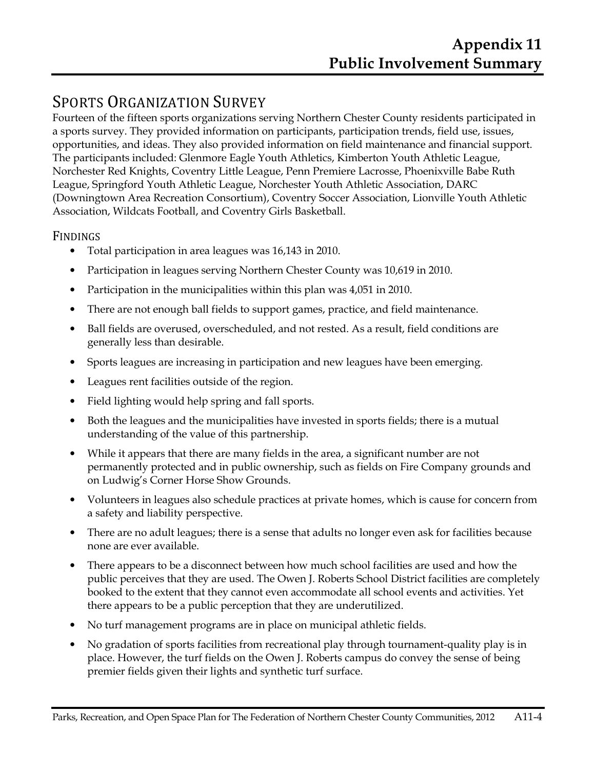# Appendix 11
# Public Involvement Summary

## Sports Organization Survey

Fourteen of the fifteen sports organizations serving Northern Chester County residents participated in a sports survey. They provided information on participants, participation trends, field use, issues, opportunities, and ideas. They also provided information on field maintenance and financial support. The participants included: Glenmore Eagle Youth Athletics, Kimberton Youth Athletic League, Norchester Red Knights, Coventry Little League, Penn Premiere Lacrosse, Phoenixville Babe Ruth League, Springford Youth Athletic League, Norchester Youth Athletic Association, DARC (Downingtown Area Recreation Consortium), Coventry Soccer Association, Lionville Youth Athletic Association, Wildcats Football, and Coventry Girls Basketball.

### Findings

- Total participation in area leagues was 16,143 in 2010.
- Participation in leagues serving Northern Chester County was 10,619 in 2010.
- Participation in the municipalities within this plan was 4,051 in 2010.
- There are not enough ball fields to support games, practice, and field maintenance.
- Ball fields are overused, overscheduled, and not rested. As a result, field conditions are generally less than desirable.
- Sports leagues are increasing in participation and new leagues have been emerging.
- Leagues rent facilities outside of the region.
- Field lighting would help spring and fall sports.
- Both the leagues and the municipalities have invested in sports fields; there is a mutual understanding of the value of this partnership.
- While it appears that there are many fields in the area, a significant number are not permanently protected and in public ownership, such as fields on Fire Company grounds and on Ludwig's Corner Horse Show Grounds.
- Volunteers in leagues also schedule practices at private homes, which is cause for concern from a safety and liability perspective.
- There are no adult leagues; there is a sense that adults no longer even ask for facilities because none are ever available.
- There appears to be a disconnect between how much school facilities are used and how the public perceives that they are used. The Owen J. Roberts School District facilities are completely booked to the extent that they cannot even accommodate all school events and activities. Yet there appears to be a public perception that they are underutilized.
- No turf management programs are in place on municipal athletic fields.
- No gradation of sports facilities from recreational play through tournament-quality play is in place. However, the turf fields on the Owen J. Roberts campus do convey the sense of being premier fields given their lights and synthetic turf surface.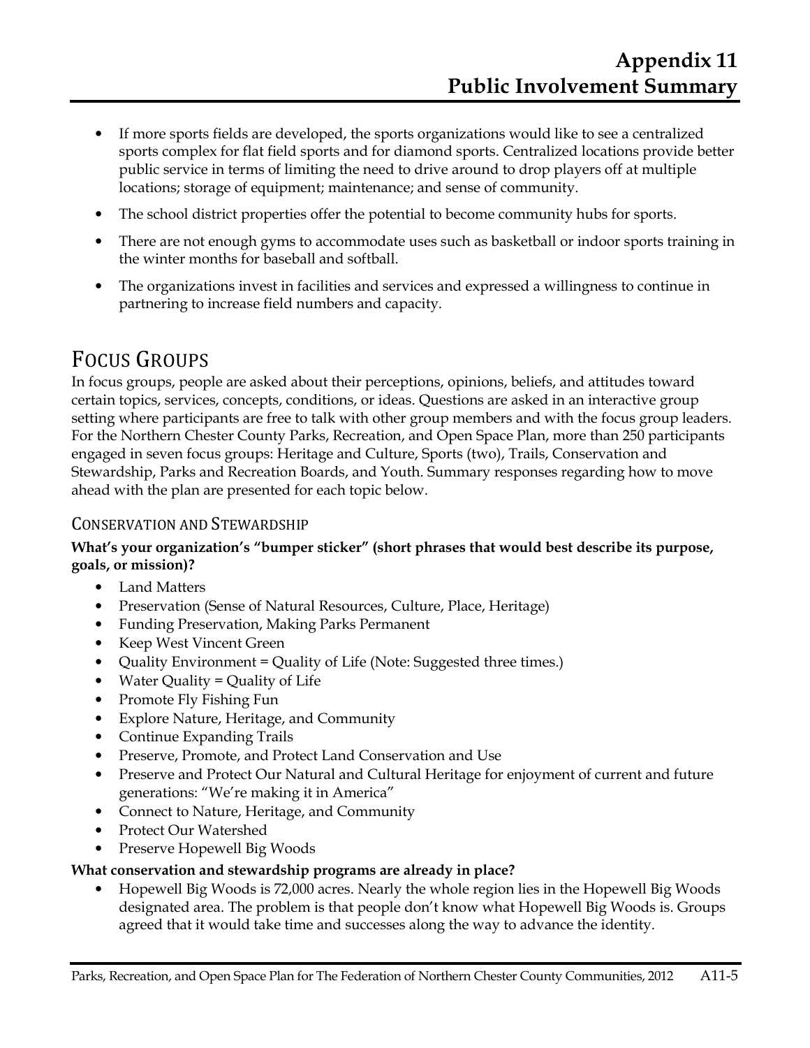- If more sports fields are developed, the sports organizations would like to see a centralized sports complex for flat field sports and for diamond sports. Centralized locations provide better public service in terms of limiting the need to drive around to drop players off at multiple locations; storage of equipment; maintenance; and sense of community.
- The school district properties offer the potential to become community hubs for sports.
- There are not enough gyms to accommodate uses such as basketball or indoor sports training in the winter months for baseball and softball.
- The organizations invest in facilities and services and expressed a willingness to continue in partnering to increase field numbers and capacity.

## Focus Groups

In focus groups, people are asked about their perceptions, opinions, beliefs, and attitudes toward certain topics, services, concepts, conditions, or ideas. Questions are asked in an interactive group setting where participants are free to talk with other group members and with the focus group leaders. For the Northern Chester County Parks, Recreation, and Open Space Plan, more than 250 participants engaged in seven focus groups: Heritage and Culture, Sports (two), Trails, Conservation and Stewardship, Parks and Recreation Boards, and Youth. Summary responses regarding how to move ahead with the plan are presented for each topic below.

### Conservation and Stewardship

**What's your organization's "bumper sticker" (short phrases that would best describe its purpose, goals, or mission)?**

- Land Matters
- Preservation (Sense of Natural Resources, Culture, Place, Heritage)
- Funding Preservation, Making Parks Permanent
- Keep West Vincent Green
- Quality Environment = Quality of Life (Note: Suggested three times.)
- Water Quality = Quality of Life
- Promote Fly Fishing Fun
- Explore Nature, Heritage, and Community
- Continue Expanding Trails
- Preserve, Promote, and Protect Land Conservation and Use
- Preserve and Protect Our Natural and Cultural Heritage for enjoyment of current and future generations: "We're making it in America"
- Connect to Nature, Heritage, and Community
- Protect Our Watershed
- Preserve Hopewell Big Woods

**What conservation and stewardship programs are already in place?**

- Hopewell Big Woods is 72,000 acres. Nearly the whole region lies in the Hopewell Big Woods designated area. The problem is that people don't know what Hopewell Big Woods is. Groups agreed that it would take time and successes along the way to advance the identity.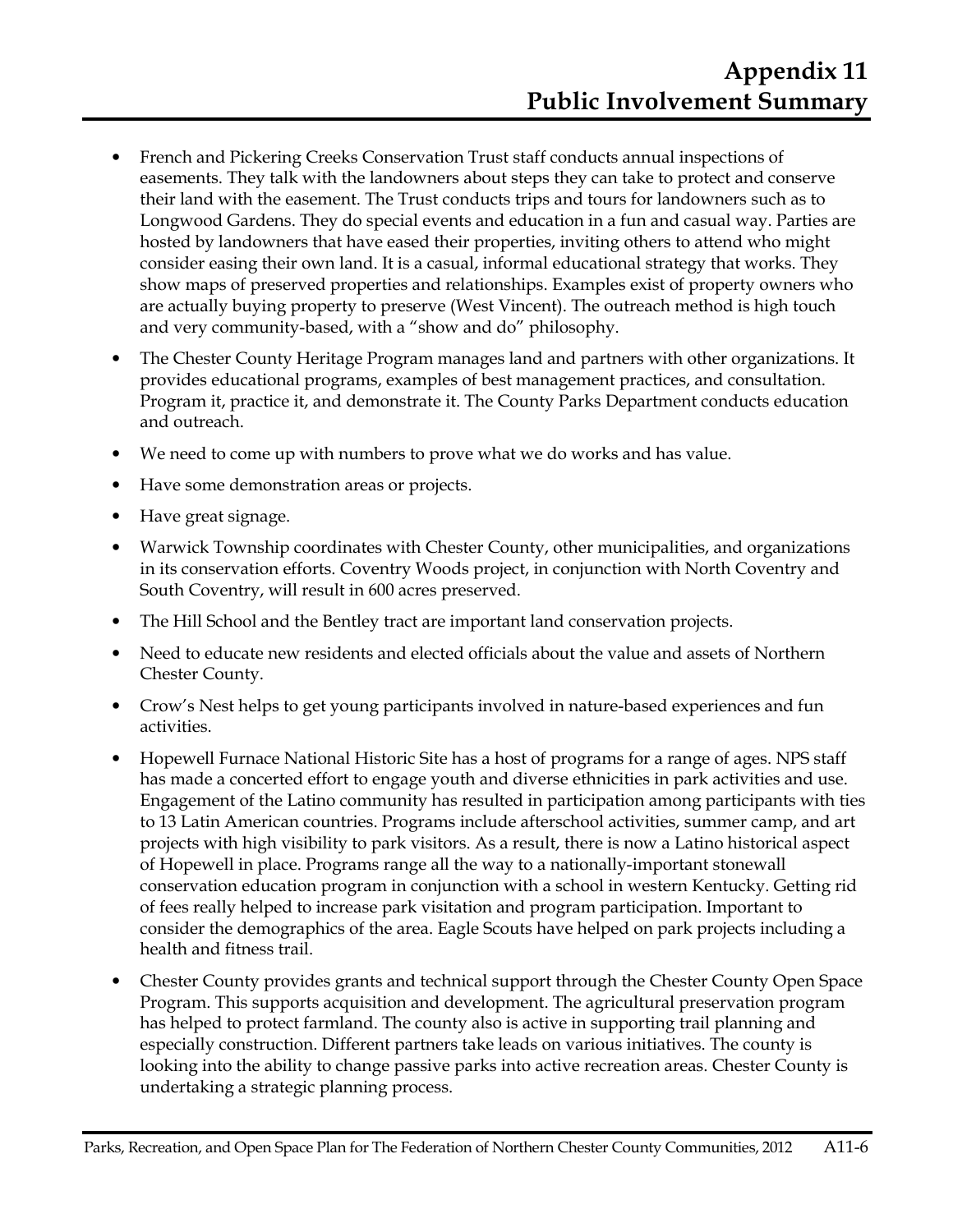- French and Pickering Creeks Conservation Trust staff conducts annual inspections of easements. They talk with the landowners about steps they can take to protect and conserve their land with the easement. The Trust conducts trips and tours for landowners such as to Longwood Gardens. They do special events and education in a fun and casual way. Parties are hosted by landowners that have eased their properties, inviting others to attend who might consider easing their own land. It is a casual, informal educational strategy that works. They show maps of preserved properties and relationships. Examples exist of property owners who are actually buying property to preserve (West Vincent). The outreach method is high touch and very community-based, with a "show and do" philosophy.
- The Chester County Heritage Program manages land and partners with other organizations. It provides educational programs, examples of best management practices, and consultation. Program it, practice it, and demonstrate it. The County Parks Department conducts education and outreach.
- We need to come up with numbers to prove what we do works and has value.
- Have some demonstration areas or projects.
- Have great signage.
- Warwick Township coordinates with Chester County, other municipalities, and organizations in its conservation efforts. Coventry Woods project, in conjunction with North Coventry and South Coventry, will result in 600 acres preserved.
- The Hill School and the Bentley tract are important land conservation projects.
- Need to educate new residents and elected officials about the value and assets of Northern Chester County.
- Crow's Nest helps to get young participants involved in nature-based experiences and fun activities.
- Hopewell Furnace National Historic Site has a host of programs for a range of ages. NPS staff has made a concerted effort to engage youth and diverse ethnicities in park activities and use. Engagement of the Latino community has resulted in participation among participants with ties to 13 Latin American countries. Programs include afterschool activities, summer camp, and art projects with high visibility to park visitors. As a result, there is now a Latino historical aspect of Hopewell in place. Programs range all the way to a nationally-important stonewall conservation education program in conjunction with a school in western Kentucky. Getting rid of fees really helped to increase park visitation and program participation. Important to consider the demographics of the area. Eagle Scouts have helped on park projects including a health and fitness trail.
- Chester County provides grants and technical support through the Chester County Open Space Program. This supports acquisition and development. The agricultural preservation program has helped to protect farmland. The county also is active in supporting trail planning and especially construction. Different partners take leads on various initiatives. The county is looking into the ability to change passive parks into active recreation areas. Chester County is undertaking a strategic planning process.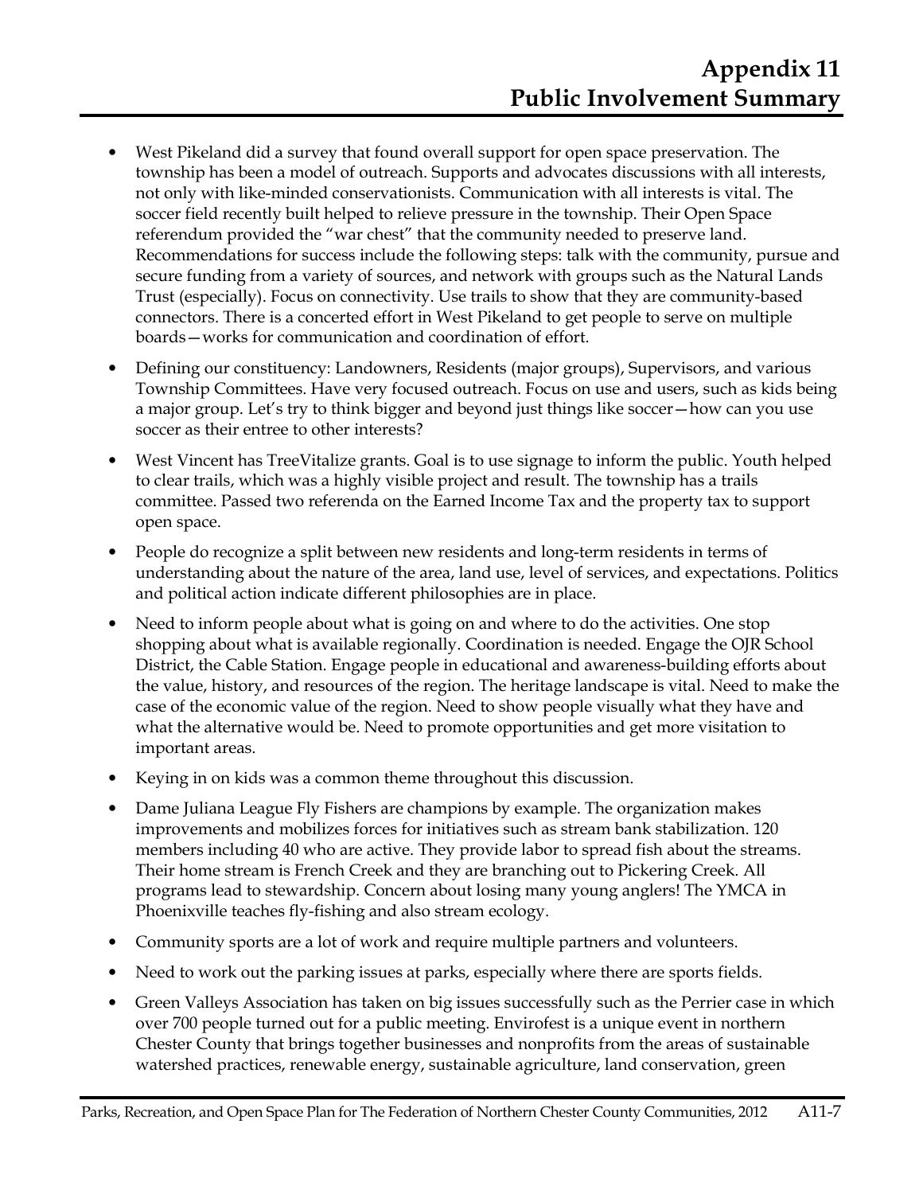- West Pikeland did a survey that found overall support for open space preservation. The township has been a model of outreach. Supports and advocates discussions with all interests, not only with like-minded conservationists. Communication with all interests is vital. The soccer field recently built helped to relieve pressure in the township. Their Open Space referendum provided the "war chest" that the community needed to preserve land. Recommendations for success include the following steps: talk with the community, pursue and secure funding from a variety of sources, and network with groups such as the Natural Lands Trust (especially). Focus on connectivity. Use trails to show that they are community-based connectors. There is a concerted effort in West Pikeland to get people to serve on multiple boards—works for communication and coordination of effort.
- Defining our constituency: Landowners, Residents (major groups), Supervisors, and various Township Committees. Have very focused outreach. Focus on use and users, such as kids being a major group. Let's try to think bigger and beyond just things like soccer—how can you use soccer as their entree to other interests?
- West Vincent has TreeVitalize grants. Goal is to use signage to inform the public. Youth helped to clear trails, which was a highly visible project and result. The township has a trails committee. Passed two referenda on the Earned Income Tax and the property tax to support open space.
- People do recognize a split between new residents and long-term residents in terms of understanding about the nature of the area, land use, level of services, and expectations. Politics and political action indicate different philosophies are in place.
- Need to inform people about what is going on and where to do the activities. One stop shopping about what is available regionally. Coordination is needed. Engage the OJR School District, the Cable Station. Engage people in educational and awareness-building efforts about the value, history, and resources of the region. The heritage landscape is vital. Need to make the case of the economic value of the region. Need to show people visually what they have and what the alternative would be. Need to promote opportunities and get more visitation to important areas.
- Keying in on kids was a common theme throughout this discussion.
- Dame Juliana League Fly Fishers are champions by example. The organization makes improvements and mobilizes forces for initiatives such as stream bank stabilization. 120 members including 40 who are active. They provide labor to spread fish about the streams. Their home stream is French Creek and they are branching out to Pickering Creek. All programs lead to stewardship. Concern about losing many young anglers! The YMCA in Phoenixville teaches fly-fishing and also stream ecology.
- Community sports are a lot of work and require multiple partners and volunteers.
- Need to work out the parking issues at parks, especially where there are sports fields.
- Green Valleys Association has taken on big issues successfully such as the Perrier case in which over 700 people turned out for a public meeting. Envirofest is a unique event in northern Chester County that brings together businesses and nonprofits from the areas of sustainable watershed practices, renewable energy, sustainable agriculture, land conservation, green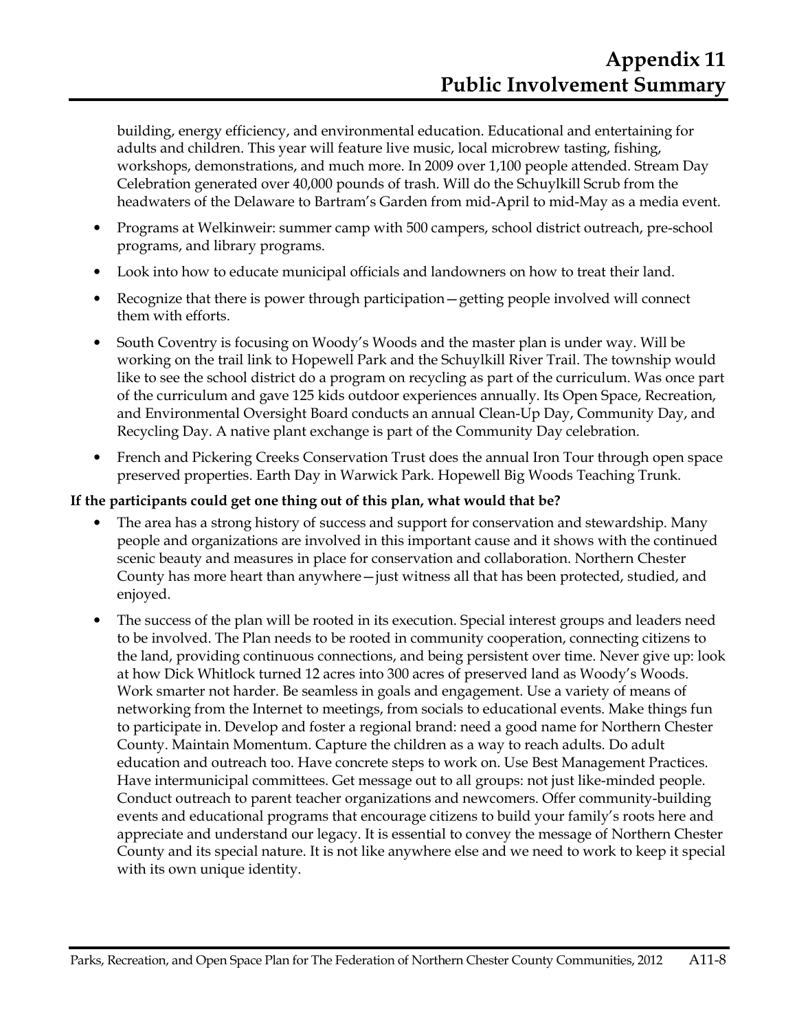building, energy efficiency, and environmental education. Educational and entertaining for adults and children. This year will feature live music, local microbrew tasting, fishing, workshops, demonstrations, and much more. In 2009 over 1,100 people attended. Stream Day Celebration generated over 40,000 pounds of trash. Will do the Schuylkill Scrub from the headwaters of the Delaware to Bartram's Garden from mid-April to mid-May as a media event.

- Programs at Welkinweir: summer camp with 500 campers, school district outreach, pre-school programs, and library programs.
- Look into how to educate municipal officials and landowners on how to treat their land.
- Recognize that there is power through participation—getting people involved will connect them with efforts.
- South Coventry is focusing on Woody's Woods and the master plan is under way. Will be working on the trail link to Hopewell Park and the Schuylkill River Trail. The township would like to see the school district do a program on recycling as part of the curriculum. Was once part of the curriculum and gave 125 kids outdoor experiences annually. Its Open Space, Recreation, and Environmental Oversight Board conducts an annual Clean-Up Day, Community Day, and Recycling Day. A native plant exchange is part of the Community Day celebration.
- French and Pickering Creeks Conservation Trust does the annual Iron Tour through open space preserved properties. Earth Day in Warwick Park. Hopewell Big Woods Teaching Trunk.

**If the participants could get one thing out of this plan, what would that be?**

- The area has a strong history of success and support for conservation and stewardship. Many people and organizations are involved in this important cause and it shows with the continued scenic beauty and measures in place for conservation and collaboration. Northern Chester County has more heart than anywhere—just witness all that has been protected, studied, and enjoyed.
- The success of the plan will be rooted in its execution. Special interest groups and leaders need to be involved. The Plan needs to be rooted in community cooperation, connecting citizens to the land, providing continuous connections, and being persistent over time. Never give up: look at how Dick Whitlock turned 12 acres into 300 acres of preserved land as Woody's Woods. Work smarter not harder. Be seamless in goals and engagement. Use a variety of means of networking from the Internet to meetings, from socials to educational events. Make things fun to participate in. Develop and foster a regional brand: need a good name for Northern Chester County. Maintain Momentum. Capture the children as a way to reach adults. Do adult education and outreach too. Have concrete steps to work on. Use Best Management Practices. Have intermunicipal committees. Get message out to all groups: not just like-minded people. Conduct outreach to parent teacher organizations and newcomers. Offer community-building events and educational programs that encourage citizens to build your family's roots here and appreciate and understand our legacy. It is essential to convey the message of Northern Chester County and its special nature. It is not like anywhere else and we need to work to keep it special with its own unique identity.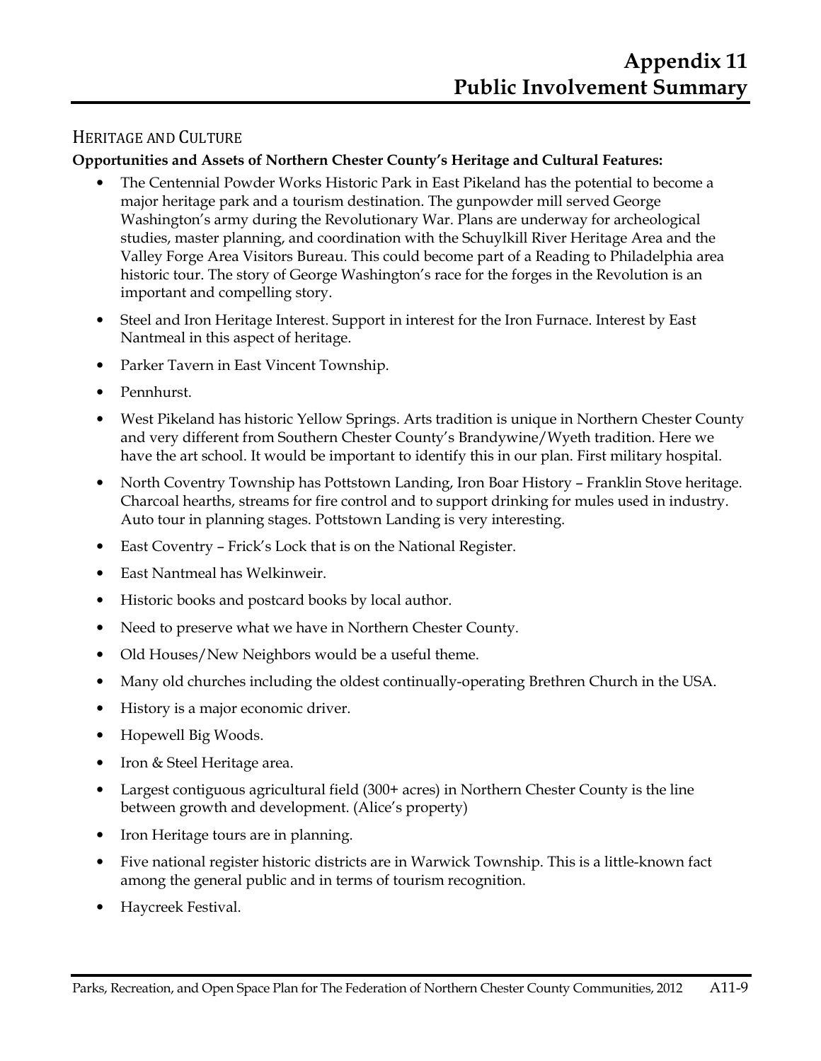## HERITAGE AND CULTURE

**Opportunities and Assets of Northern Chester County's Heritage and Cultural Features:**

- The Centennial Powder Works Historic Park in East Pikeland has the potential to become a major heritage park and a tourism destination. The gunpowder mill served George Washington's army during the Revolutionary War. Plans are underway for archeological studies, master planning, and coordination with the Schuylkill River Heritage Area and the Valley Forge Area Visitors Bureau. This could become part of a Reading to Philadelphia area historic tour. The story of George Washington's race for the forges in the Revolution is an important and compelling story.
- Steel and Iron Heritage Interest. Support in interest for the Iron Furnace. Interest by East Nantmeal in this aspect of heritage.
- Parker Tavern in East Vincent Township.
- Pennhurst.
- West Pikeland has historic Yellow Springs. Arts tradition is unique in Northern Chester County and very different from Southern Chester County's Brandywine/Wyeth tradition. Here we have the art school. It would be important to identify this in our plan. First military hospital.
- North Coventry Township has Pottstown Landing, Iron Boar History – Franklin Stove heritage. Charcoal hearths, streams for fire control and to support drinking for mules used in industry. Auto tour in planning stages. Pottstown Landing is very interesting.
- East Coventry – Frick's Lock that is on the National Register.
- East Nantmeal has Welkinweir.
- Historic books and postcard books by local author.
- Need to preserve what we have in Northern Chester County.
- Old Houses/New Neighbors would be a useful theme.
- Many old churches including the oldest continually-operating Brethren Church in the USA.
- History is a major economic driver.
- Hopewell Big Woods.
- Iron & Steel Heritage area.
- Largest contiguous agricultural field (300+ acres) in Northern Chester County is the line between growth and development. (Alice's property)
- Iron Heritage tours are in planning.
- Five national register historic districts are in Warwick Township. This is a little-known fact among the general public and in terms of tourism recognition.
- Haycreek Festival.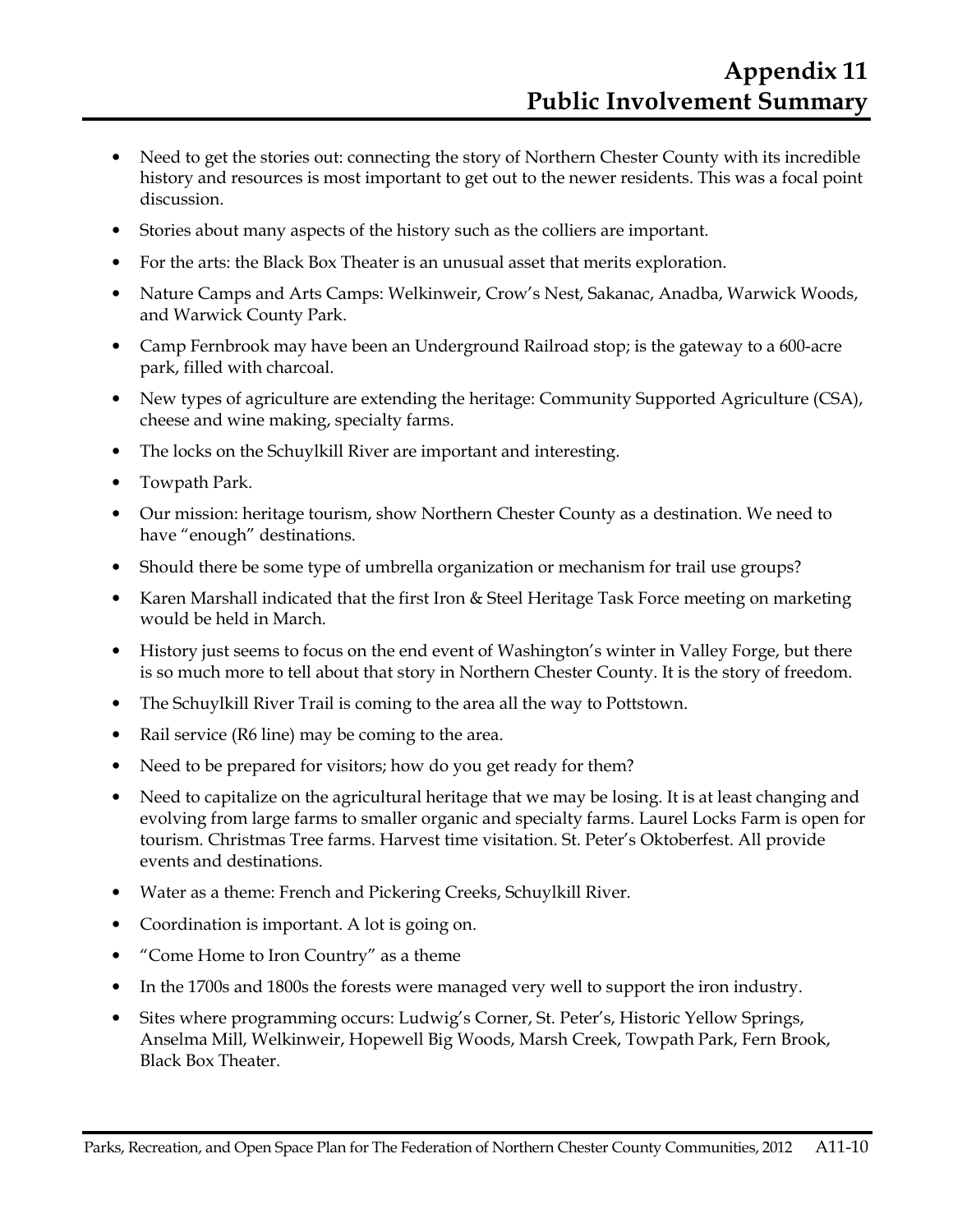- Need to get the stories out: connecting the story of Northern Chester County with its incredible history and resources is most important to get out to the newer residents. This was a focal point discussion.
- Stories about many aspects of the history such as the colliers are important.
- For the arts: the Black Box Theater is an unusual asset that merits exploration.
- Nature Camps and Arts Camps: Welkinweir, Crow's Nest, Sakanac, Anadba, Warwick Woods, and Warwick County Park.
- Camp Fernbrook may have been an Underground Railroad stop; is the gateway to a 600-acre park, filled with charcoal.
- New types of agriculture are extending the heritage: Community Supported Agriculture (CSA), cheese and wine making, specialty farms.
- The locks on the Schuylkill River are important and interesting.
- Towpath Park.
- Our mission: heritage tourism, show Northern Chester County as a destination. We need to have "enough" destinations.
- Should there be some type of umbrella organization or mechanism for trail use groups?
- Karen Marshall indicated that the first Iron & Steel Heritage Task Force meeting on marketing would be held in March.
- History just seems to focus on the end event of Washington's winter in Valley Forge, but there is so much more to tell about that story in Northern Chester County. It is the story of freedom.
- The Schuylkill River Trail is coming to the area all the way to Pottstown.
- Rail service (R6 line) may be coming to the area.
- Need to be prepared for visitors; how do you get ready for them?
- Need to capitalize on the agricultural heritage that we may be losing. It is at least changing and evolving from large farms to smaller organic and specialty farms. Laurel Locks Farm is open for tourism. Christmas Tree farms. Harvest time visitation. St. Peter's Oktoberfest. All provide events and destinations.
- Water as a theme: French and Pickering Creeks, Schuylkill River.
- Coordination is important. A lot is going on.
- "Come Home to Iron Country" as a theme
- In the 1700s and 1800s the forests were managed very well to support the iron industry.
- Sites where programming occurs: Ludwig's Corner, St. Peter's, Historic Yellow Springs, Anselma Mill, Welkinweir, Hopewell Big Woods, Marsh Creek, Towpath Park, Fern Brook, Black Box Theater.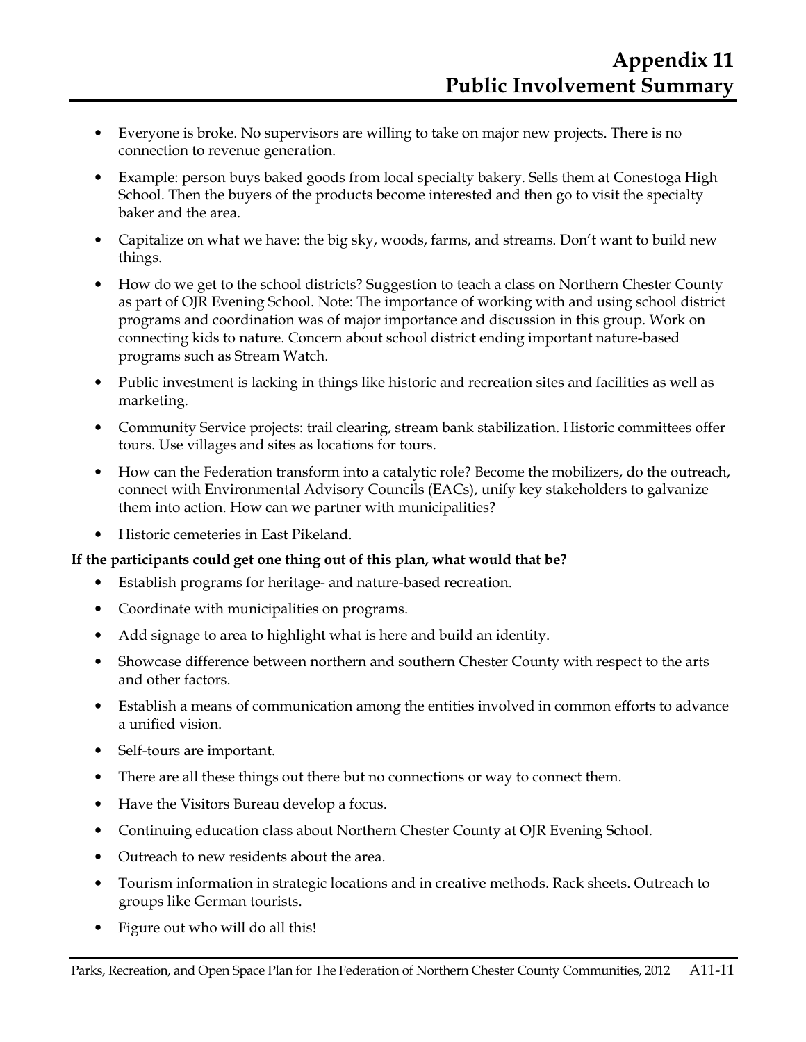- Everyone is broke. No supervisors are willing to take on major new projects. There is no connection to revenue generation.
- Example: person buys baked goods from local specialty bakery. Sells them at Conestoga High School. Then the buyers of the products become interested and then go to visit the specialty baker and the area.
- Capitalize on what we have: the big sky, woods, farms, and streams. Don't want to build new things.
- How do we get to the school districts? Suggestion to teach a class on Northern Chester County as part of OJR Evening School. Note: The importance of working with and using school district programs and coordination was of major importance and discussion in this group. Work on connecting kids to nature. Concern about school district ending important nature-based programs such as Stream Watch.
- Public investment is lacking in things like historic and recreation sites and facilities as well as marketing.
- Community Service projects: trail clearing, stream bank stabilization. Historic committees offer tours. Use villages and sites as locations for tours.
- How can the Federation transform into a catalytic role? Become the mobilizers, do the outreach, connect with Environmental Advisory Councils (EACs), unify key stakeholders to galvanize them into action. How can we partner with municipalities?
- Historic cemeteries in East Pikeland.

**If the participants could get one thing out of this plan, what would that be?**

- Establish programs for heritage- and nature-based recreation.
- Coordinate with municipalities on programs.
- Add signage to area to highlight what is here and build an identity.
- Showcase difference between northern and southern Chester County with respect to the arts and other factors.
- Establish a means of communication among the entities involved in common efforts to advance a unified vision.
- Self-tours are important.
- There are all these things out there but no connections or way to connect them.
- Have the Visitors Bureau develop a focus.
- Continuing education class about Northern Chester County at OJR Evening School.
- Outreach to new residents about the area.
- Tourism information in strategic locations and in creative methods. Rack sheets. Outreach to groups like German tourists.
- Figure out who will do all this!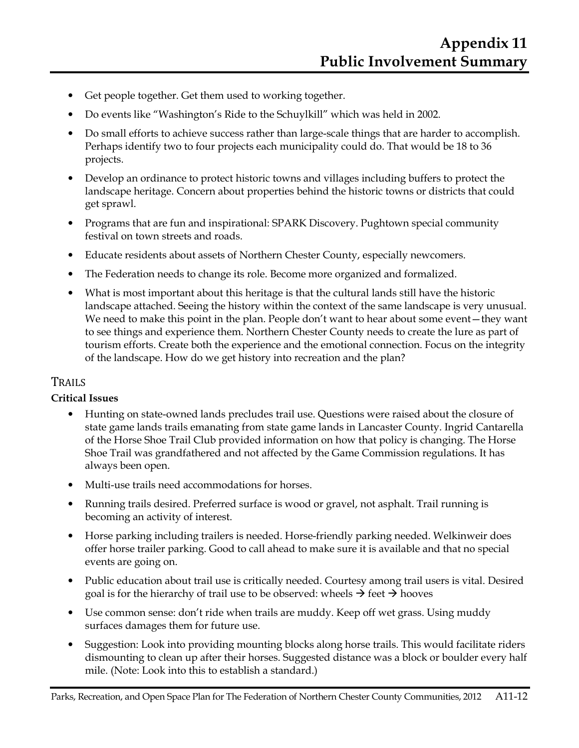- Get people together. Get them used to working together.
- Do events like "Washington's Ride to the Schuylkill" which was held in 2002.
- Do small efforts to achieve success rather than large-scale things that are harder to accomplish. Perhaps identify two to four projects each municipality could do. That would be 18 to 36 projects.
- Develop an ordinance to protect historic towns and villages including buffers to protect the landscape heritage. Concern about properties behind the historic towns or districts that could get sprawl.
- Programs that are fun and inspirational: SPARK Discovery. Pughtown special community festival on town streets and roads.
- Educate residents about assets of Northern Chester County, especially newcomers.
- The Federation needs to change its role. Become more organized and formalized.
- What is most important about this heritage is that the cultural lands still have the historic landscape attached. Seeing the history within the context of the same landscape is very unusual. We need to make this point in the plan. People don't want to hear about some event—they want to see things and experience them. Northern Chester County needs to create the lure as part of tourism efforts. Create both the experience and the emotional connection. Focus on the integrity of the landscape. How do we get history into recreation and the plan?

## TRAILS

**Critical Issues**

- Hunting on state-owned lands precludes trail use. Questions were raised about the closure of state game lands trails emanating from state game lands in Lancaster County. Ingrid Cantarella of the Horse Shoe Trail Club provided information on how that policy is changing. The Horse Shoe Trail was grandfathered and not affected by the Game Commission regulations. It has always been open.
- Multi-use trails need accommodations for horses.
- Running trails desired. Preferred surface is wood or gravel, not asphalt. Trail running is becoming an activity of interest.
- Horse parking including trailers is needed. Horse-friendly parking needed. Welkinweir does offer horse trailer parking. Good to call ahead to make sure it is available and that no special events are going on.
- Public education about trail use is critically needed. Courtesy among trail users is vital. Desired goal is for the hierarchy of trail use to be observed: wheels → feet → hooves
- Use common sense: don't ride when trails are muddy. Keep off wet grass. Using muddy surfaces damages them for future use.
- Suggestion: Look into providing mounting blocks along horse trails. This would facilitate riders dismounting to clean up after their horses. Suggested distance was a block or boulder every half mile. (Note: Look into this to establish a standard.)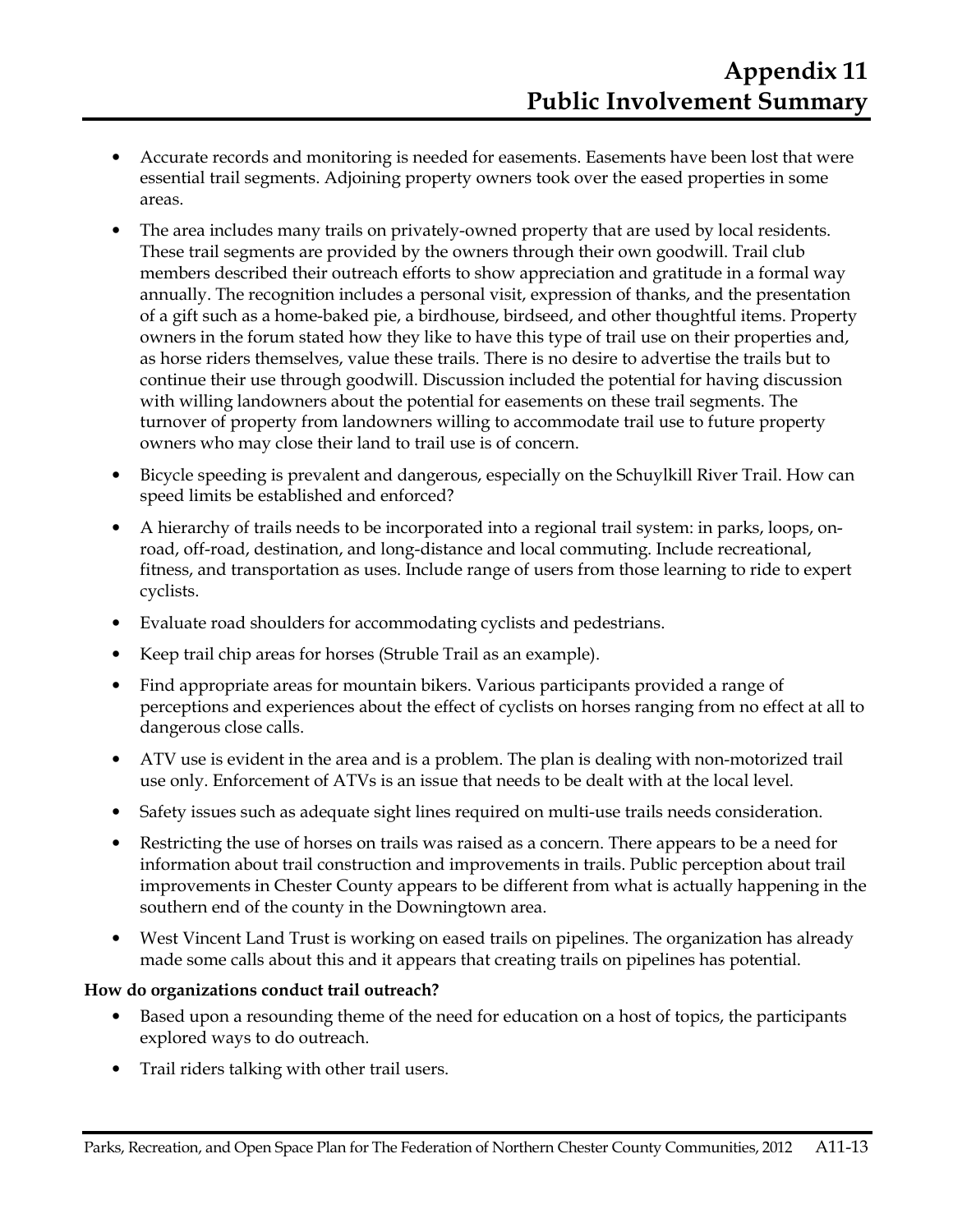- Accurate records and monitoring is needed for easements. Easements have been lost that were essential trail segments. Adjoining property owners took over the eased properties in some areas.
- The area includes many trails on privately-owned property that are used by local residents. These trail segments are provided by the owners through their own goodwill. Trail club members described their outreach efforts to show appreciation and gratitude in a formal way annually. The recognition includes a personal visit, expression of thanks, and the presentation of a gift such as a home-baked pie, a birdhouse, birdseed, and other thoughtful items. Property owners in the forum stated how they like to have this type of trail use on their properties and, as horse riders themselves, value these trails. There is no desire to advertise the trails but to continue their use through goodwill. Discussion included the potential for having discussion with willing landowners about the potential for easements on these trail segments. The turnover of property from landowners willing to accommodate trail use to future property owners who may close their land to trail use is of concern.
- Bicycle speeding is prevalent and dangerous, especially on the Schuylkill River Trail. How can speed limits be established and enforced?
- A hierarchy of trails needs to be incorporated into a regional trail system: in parks, loops, on-road, off-road, destination, and long-distance and local commuting. Include recreational, fitness, and transportation as uses. Include range of users from those learning to ride to expert cyclists.
- Evaluate road shoulders for accommodating cyclists and pedestrians.
- Keep trail chip areas for horses (Struble Trail as an example).
- Find appropriate areas for mountain bikers. Various participants provided a range of perceptions and experiences about the effect of cyclists on horses ranging from no effect at all to dangerous close calls.
- ATV use is evident in the area and is a problem. The plan is dealing with non-motorized trail use only. Enforcement of ATVs is an issue that needs to be dealt with at the local level.
- Safety issues such as adequate sight lines required on multi-use trails needs consideration.
- Restricting the use of horses on trails was raised as a concern. There appears to be a need for information about trail construction and improvements in trails. Public perception about trail improvements in Chester County appears to be different from what is actually happening in the southern end of the county in the Downingtown area.
- West Vincent Land Trust is working on eased trails on pipelines. The organization has already made some calls about this and it appears that creating trails on pipelines has potential.

**How do organizations conduct trail outreach?**

- Based upon a resounding theme of the need for education on a host of topics, the participants explored ways to do outreach.
- Trail riders talking with other trail users.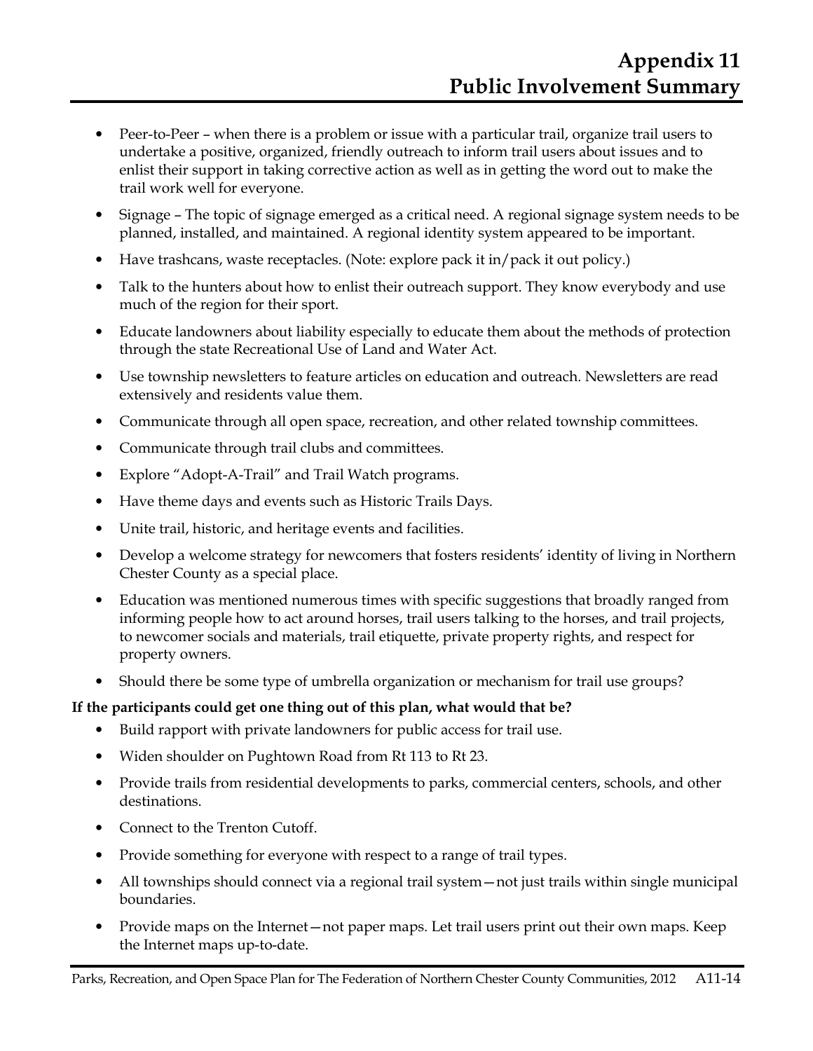- Peer-to-Peer – when there is a problem or issue with a particular trail, organize trail users to undertake a positive, organized, friendly outreach to inform trail users about issues and to enlist their support in taking corrective action as well as in getting the word out to make the trail work well for everyone.
- Signage – The topic of signage emerged as a critical need. A regional signage system needs to be planned, installed, and maintained. A regional identity system appeared to be important.
- Have trashcans, waste receptacles. (Note: explore pack it in/pack it out policy.)
- Talk to the hunters about how to enlist their outreach support. They know everybody and use much of the region for their sport.
- Educate landowners about liability especially to educate them about the methods of protection through the state Recreational Use of Land and Water Act.
- Use township newsletters to feature articles on education and outreach. Newsletters are read extensively and residents value them.
- Communicate through all open space, recreation, and other related township committees.
- Communicate through trail clubs and committees.
- Explore "Adopt-A-Trail" and Trail Watch programs.
- Have theme days and events such as Historic Trails Days.
- Unite trail, historic, and heritage events and facilities.
- Develop a welcome strategy for newcomers that fosters residents' identity of living in Northern Chester County as a special place.
- Education was mentioned numerous times with specific suggestions that broadly ranged from informing people how to act around horses, trail users talking to the horses, and trail projects, to newcomer socials and materials, trail etiquette, private property rights, and respect for property owners.
- Should there be some type of umbrella organization or mechanism for trail use groups?

**If the participants could get one thing out of this plan, what would that be?**

- Build rapport with private landowners for public access for trail use.
- Widen shoulder on Pughtown Road from Rt 113 to Rt 23.
- Provide trails from residential developments to parks, commercial centers, schools, and other destinations.
- Connect to the Trenton Cutoff.
- Provide something for everyone with respect to a range of trail types.
- All townships should connect via a regional trail system—not just trails within single municipal boundaries.
- Provide maps on the Internet—not paper maps. Let trail users print out their own maps. Keep the Internet maps up-to-date.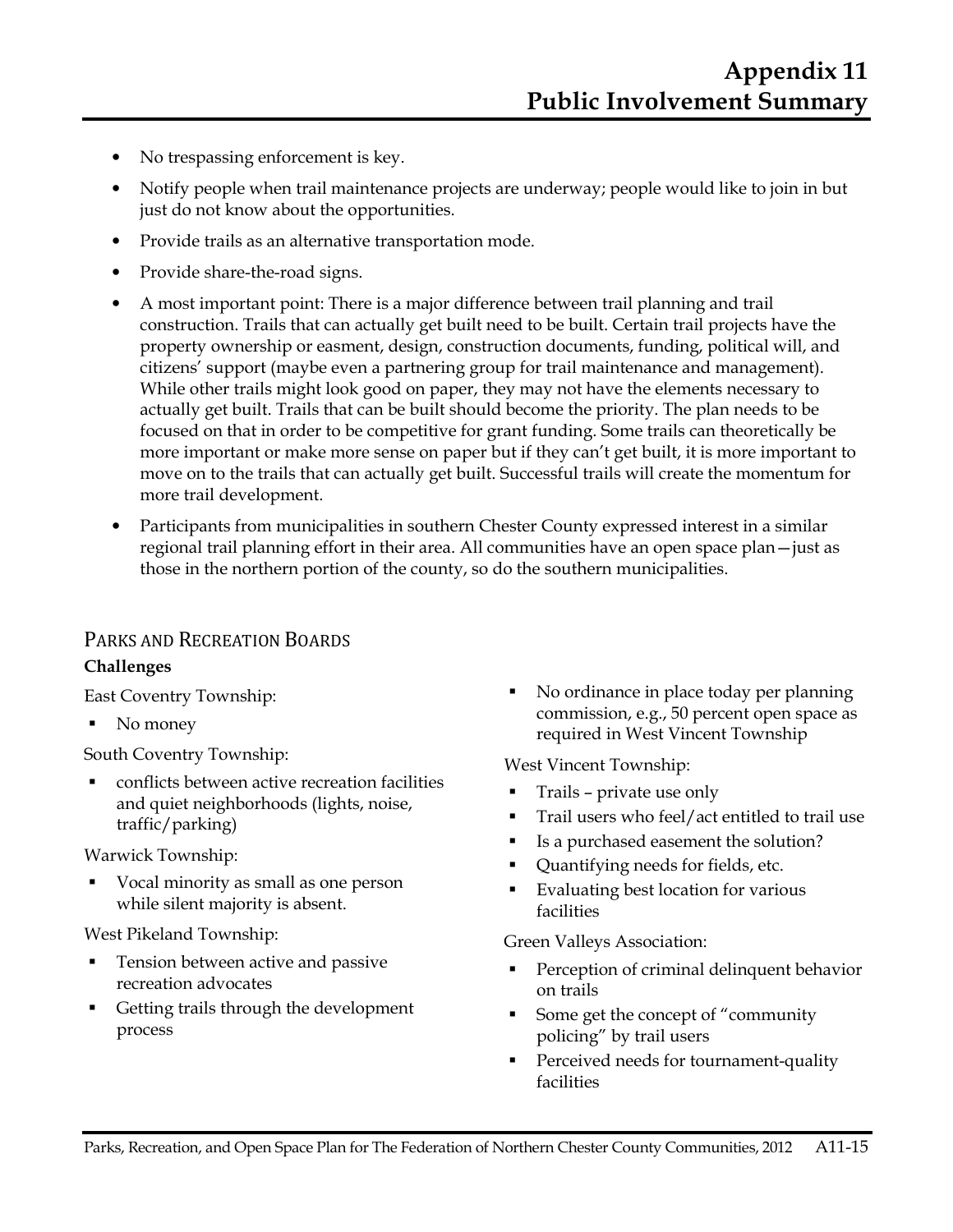- No trespassing enforcement is key.
- Notify people when trail maintenance projects are underway; people would like to join in but just do not know about the opportunities.
- Provide trails as an alternative transportation mode.
- Provide share-the-road signs.
- A most important point: There is a major difference between trail planning and trail construction. Trails that can actually get built need to be built. Certain trail projects have the property ownership or easment, design, construction documents, funding, political will, and citizens' support (maybe even a partnering group for trail maintenance and management). While other trails might look good on paper, they may not have the elements necessary to actually get built. Trails that can be built should become the priority. The plan needs to be focused on that in order to be competitive for grant funding. Some trails can theoretically be more important or make more sense on paper but if they can't get built, it is more important to move on to the trails that can actually get built. Successful trails will create the momentum for more trail development.
- Participants from municipalities in southern Chester County expressed interest in a similar regional trail planning effort in their area. All communities have an open space plan—just as those in the northern portion of the county, so do the southern municipalities.

## Parks and Recreation Boards

**Challenges**

East Coventry Township:

- No money

South Coventry Township:

- conflicts between active recreation facilities and quiet neighborhoods (lights, noise, traffic/parking)

Warwick Township:

- Vocal minority as small as one person while silent majority is absent.

West Pikeland Township:

- Tension between active and passive recreation advocates
- Getting trails through the development process
- No ordinance in place today per planning commission, e.g., 50 percent open space as required in West Vincent Township

West Vincent Township:

- Trails – private use only
- Trail users who feel/act entitled to trail use
- Is a purchased easement the solution?
- Quantifying needs for fields, etc.
- Evaluating best location for various facilities

Green Valleys Association:

- Perception of criminal delinquent behavior on trails
- Some get the concept of "community policing" by trail users
- Perceived needs for tournament-quality facilities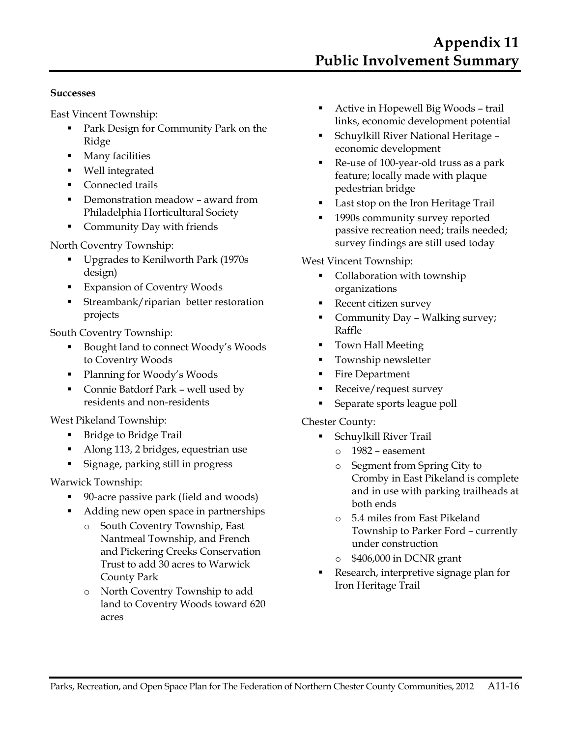**Successes**

East Vincent Township:

- Park Design for Community Park on the Ridge
- Many facilities
- Well integrated
- Connected trails
- Demonstration meadow – award from Philadelphia Horticultural Society
- Community Day with friends

North Coventry Township:

- Upgrades to Kenilworth Park (1970s design)
- Expansion of Coventry Woods
- Streambank/riparian better restoration projects

South Coventry Township:

- Bought land to connect Woody's Woods to Coventry Woods
- Planning for Woody's Woods
- Connie Batdorf Park – well used by residents and non-residents

West Pikeland Township:

- Bridge to Bridge Trail
- Along 113, 2 bridges, equestrian use
- Signage, parking still in progress

Warwick Township:

- 90-acre passive park (field and woods)
- Adding new open space in partnerships
  - South Coventry Township, East Nantmeal Township, and French and Pickering Creeks Conservation Trust to add 30 acres to Warwick County Park
  - North Coventry Township to add land to Coventry Woods toward 620 acres
- Active in Hopewell Big Woods – trail links, economic development potential
- Schuylkill River National Heritage – economic development
- Re-use of 100-year-old truss as a park feature; locally made with plaque pedestrian bridge
- Last stop on the Iron Heritage Trail
- 1990s community survey reported passive recreation need; trails needed; survey findings are still used today

West Vincent Township:

- Collaboration with township organizations
- Recent citizen survey
- Community Day – Walking survey; Raffle
- Town Hall Meeting
- Township newsletter
- Fire Department
- Receive/request survey
- Separate sports league poll

Chester County:

- Schuylkill River Trail
  - 1982 – easement
  - Segment from Spring City to Cromby in East Pikeland is complete and in use with parking trailheads at both ends
  - 5.4 miles from East Pikeland Township to Parker Ford – currently under construction
  - $406,000 in DCNR grant
- Research, interpretive signage plan for Iron Heritage Trail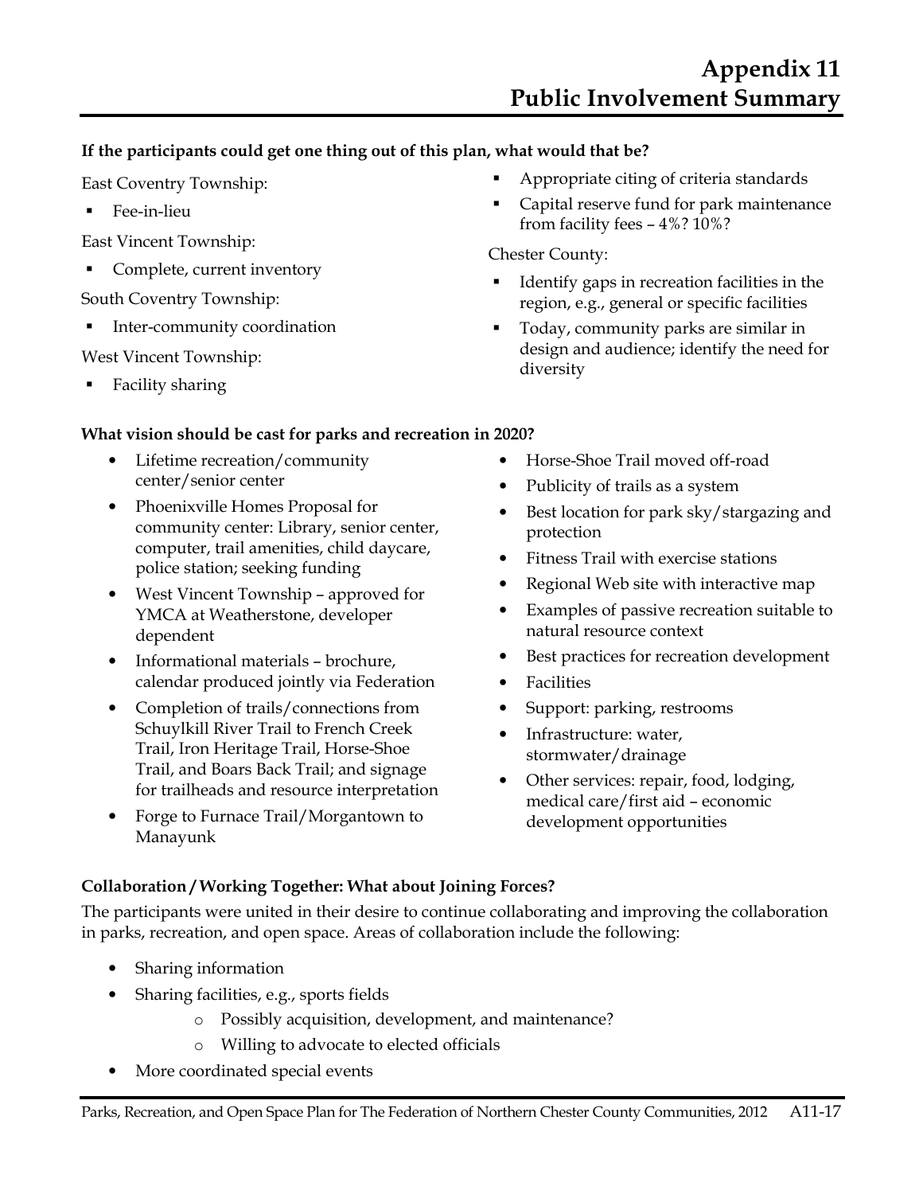**If the participants could get one thing out of this plan, what would that be?**

East Coventry Township:

- Fee-in-lieu

East Vincent Township:

- Complete, current inventory

South Coventry Township:

- Inter-community coordination

West Vincent Township:

- Facility sharing
- Appropriate citing of criteria standards
- Capital reserve fund for park maintenance from facility fees – 4%? 10%?

Chester County:

- Identify gaps in recreation facilities in the region, e.g., general or specific facilities
- Today, community parks are similar in design and audience; identify the need for diversity

**What vision should be cast for parks and recreation in 2020?**

- Lifetime recreation/community center/senior center
- Phoenixville Homes Proposal for community center: Library, senior center, computer, trail amenities, child daycare, police station; seeking funding
- West Vincent Township – approved for YMCA at Weatherstone, developer dependent
- Informational materials – brochure, calendar produced jointly via Federation
- Completion of trails/connections from Schuylkill River Trail to French Creek Trail, Iron Heritage Trail, Horse-Shoe Trail, and Boars Back Trail; and signage for trailheads and resource interpretation
- Forge to Furnace Trail/Morgantown to Manayunk
- Horse-Shoe Trail moved off-road
- Publicity of trails as a system
- Best location for park sky/stargazing and protection
- Fitness Trail with exercise stations
- Regional Web site with interactive map
- Examples of passive recreation suitable to natural resource context
- Best practices for recreation development
- Facilities
- Support: parking, restrooms
- Infrastructure: water, stormwater/drainage
- Other services: repair, food, lodging, medical care/first aid – economic development opportunities

**Collaboration / Working Together: What about Joining Forces?**

The participants were united in their desire to continue collaborating and improving the collaboration in parks, recreation, and open space. Areas of collaboration include the following:

- Sharing information
- Sharing facilities, e.g., sports fields
    - Possibly acquisition, development, and maintenance?
    - Willing to advocate to elected officials
- More coordinated special events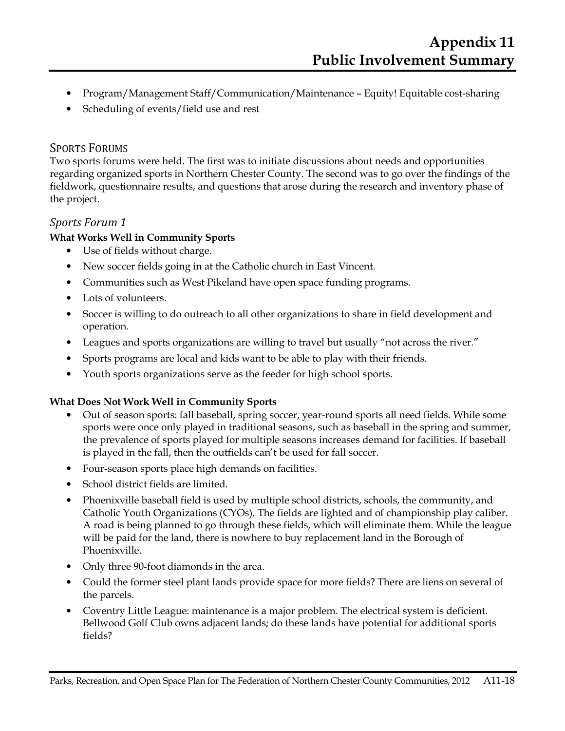- Program/Management Staff/Communication/Maintenance – Equity! Equitable cost-sharing
- Scheduling of events/field use and rest

## Sports Forums

Two sports forums were held. The first was to initiate discussions about needs and opportunities regarding organized sports in Northern Chester County. The second was to go over the findings of the fieldwork, questionnaire results, and questions that arose during the research and inventory phase of the project.

### *Sports Forum 1*

**What Works Well in Community Sports**

- Use of fields without charge.
- New soccer fields going in at the Catholic church in East Vincent.
- Communities such as West Pikeland have open space funding programs.
- Lots of volunteers.
- Soccer is willing to do outreach to all other organizations to share in field development and operation.
- Leagues and sports organizations are willing to travel but usually "not across the river."
- Sports programs are local and kids want to be able to play with their friends.
- Youth sports organizations serve as the feeder for high school sports.

**What Does Not Work Well in Community Sports**

- Out of season sports: fall baseball, spring soccer, year-round sports all need fields. While some sports were once only played in traditional seasons, such as baseball in the spring and summer, the prevalence of sports played for multiple seasons increases demand for facilities. If baseball is played in the fall, then the outfields can't be used for fall soccer.
- Four-season sports place high demands on facilities.
- School district fields are limited.
- Phoenixville baseball field is used by multiple school districts, schools, the community, and Catholic Youth Organizations (CYOs). The fields are lighted and of championship play caliber. A road is being planned to go through these fields, which will eliminate them. While the league will be paid for the land, there is nowhere to buy replacement land in the Borough of Phoenixville.
- Only three 90-foot diamonds in the area.
- Could the former steel plant lands provide space for more fields? There are liens on several of the parcels.
- Coventry Little League: maintenance is a major problem. The electrical system is deficient. Bellwood Golf Club owns adjacent lands; do these lands have potential for additional sports fields?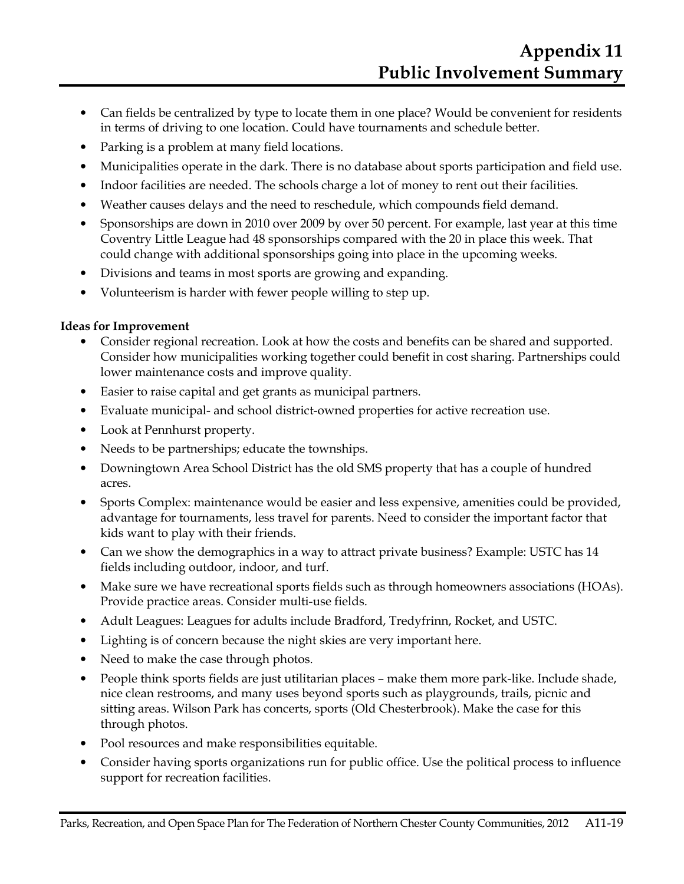- Can fields be centralized by type to locate them in one place? Would be convenient for residents in terms of driving to one location. Could have tournaments and schedule better.
- Parking is a problem at many field locations.
- Municipalities operate in the dark. There is no database about sports participation and field use.
- Indoor facilities are needed. The schools charge a lot of money to rent out their facilities.
- Weather causes delays and the need to reschedule, which compounds field demand.
- Sponsorships are down in 2010 over 2009 by over 50 percent. For example, last year at this time Coventry Little League had 48 sponsorships compared with the 20 in place this week. That could change with additional sponsorships going into place in the upcoming weeks.
- Divisions and teams in most sports are growing and expanding.
- Volunteerism is harder with fewer people willing to step up.

**Ideas for Improvement**

- Consider regional recreation. Look at how the costs and benefits can be shared and supported. Consider how municipalities working together could benefit in cost sharing. Partnerships could lower maintenance costs and improve quality.
- Easier to raise capital and get grants as municipal partners.
- Evaluate municipal- and school district-owned properties for active recreation use.
- Look at Pennhurst property.
- Needs to be partnerships; educate the townships.
- Downingtown Area School District has the old SMS property that has a couple of hundred acres.
- Sports Complex: maintenance would be easier and less expensive, amenities could be provided, advantage for tournaments, less travel for parents. Need to consider the important factor that kids want to play with their friends.
- Can we show the demographics in a way to attract private business? Example: USTC has 14 fields including outdoor, indoor, and turf.
- Make sure we have recreational sports fields such as through homeowners associations (HOAs). Provide practice areas. Consider multi-use fields.
- Adult Leagues: Leagues for adults include Bradford, Tredyfrinn, Rocket, and USTC.
- Lighting is of concern because the night skies are very important here.
- Need to make the case through photos.
- People think sports fields are just utilitarian places – make them more park-like. Include shade, nice clean restrooms, and many uses beyond sports such as playgrounds, trails, picnic and sitting areas. Wilson Park has concerts, sports (Old Chesterbrook). Make the case for this through photos.
- Pool resources and make responsibilities equitable.
- Consider having sports organizations run for public office. Use the political process to influence support for recreation facilities.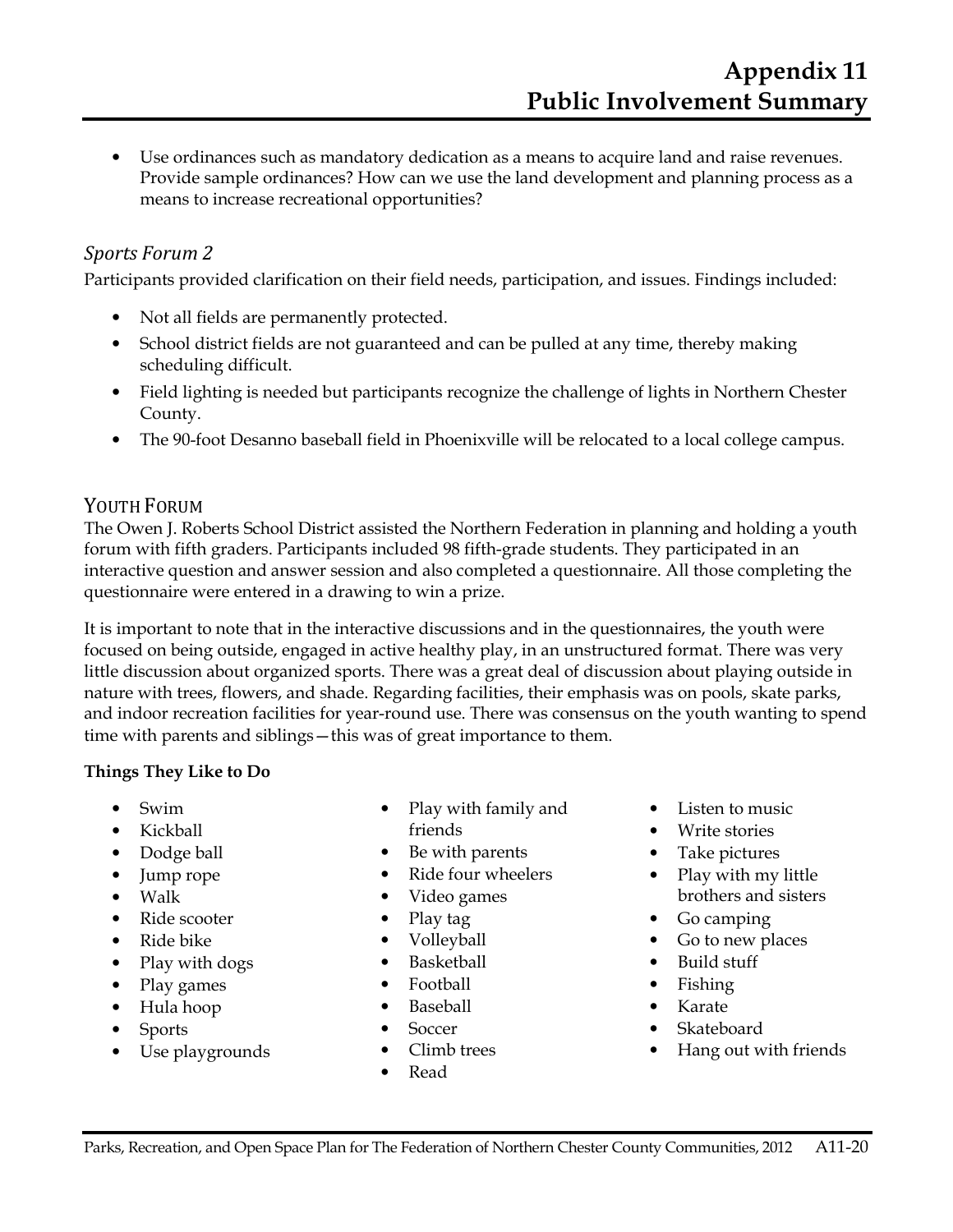- Use ordinances such as mandatory dedication as a means to acquire land and raise revenues. Provide sample ordinances? How can we use the land development and planning process as a means to increase recreational opportunities?

### *Sports Forum 2*

Participants provided clarification on their field needs, participation, and issues. Findings included:

- Not all fields are permanently protected.
- School district fields are not guaranteed and can be pulled at any time, thereby making scheduling difficult.
- Field lighting is needed but participants recognize the challenge of lights in Northern Chester County.
- The 90-foot Desanno baseball field in Phoenixville will be relocated to a local college campus.

## YOUTH FORUM

The Owen J. Roberts School District assisted the Northern Federation in planning and holding a youth forum with fifth graders. Participants included 98 fifth-grade students. They participated in an interactive question and answer session and also completed a questionnaire. All those completing the questionnaire were entered in a drawing to win a prize.

It is important to note that in the interactive discussions and in the questionnaires, the youth were focused on being outside, engaged in active healthy play, in an unstructured format. There was very little discussion about organized sports. There was a great deal of discussion about playing outside in nature with trees, flowers, and shade. Regarding facilities, their emphasis was on pools, skate parks, and indoor recreation facilities for year-round use. There was consensus on the youth wanting to spend time with parents and siblings—this was of great importance to them.

**Things They Like to Do**

- Swim
- Kickball
- Dodge ball
- Jump rope
- Walk
- Ride scooter
- Ride bike
- Play with dogs
- Play games
- Hula hoop
- Sports
- Use playgrounds
- Play with family and friends
- Be with parents
- Ride four wheelers
- Video games
- Play tag
- Volleyball
- Basketball
- Football
- Baseball
- Soccer
- Climb trees
- Read
- Listen to music
- Write stories
- Take pictures
- Play with my little brothers and sisters
- Go camping
- Go to new places
- Build stuff
- Fishing
- Karate
- Skateboard
- Hang out with friends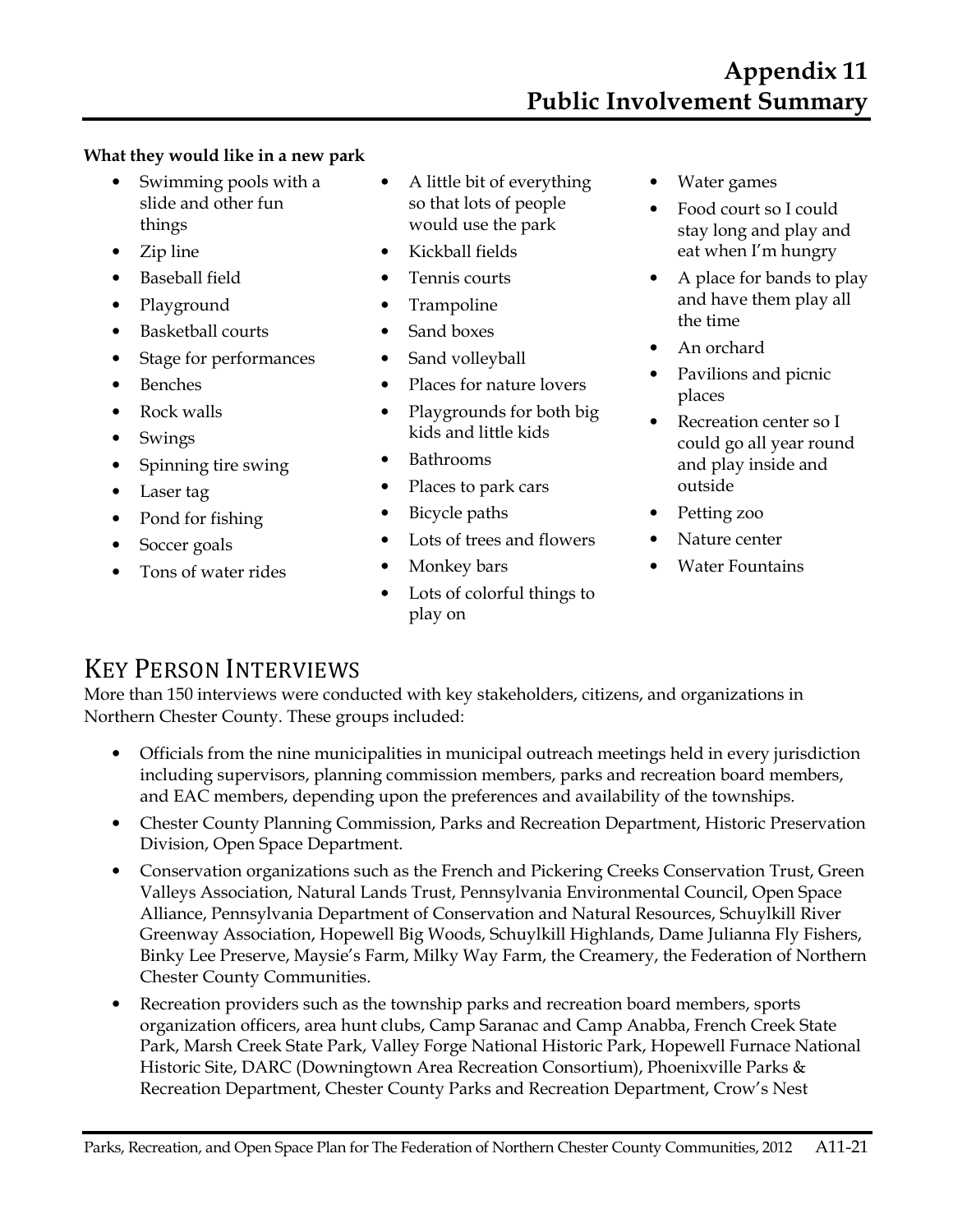**What they would like in a new park**

- Swimming pools with a slide and other fun things
- Zip line
- Baseball field
- Playground
- Basketball courts
- Stage for performances
- Benches
- Rock walls
- Swings
- Spinning tire swing
- Laser tag
- Pond for fishing
- Soccer goals
- Tons of water rides
- A little bit of everything so that lots of people would use the park
- Kickball fields
- Tennis courts
- Trampoline
- Sand boxes
- Sand volleyball
- Places for nature lovers
- Playgrounds for both big kids and little kids
- Bathrooms
- Places to park cars
- Bicycle paths
- Lots of trees and flowers
- Monkey bars
- Lots of colorful things to play on
- Water games
- Food court so I could stay long and play and eat when I'm hungry
- A place for bands to play and have them play all the time
- An orchard
- Pavilions and picnic places
- Recreation center so I could go all year round and play inside and outside
- Petting zoo
- Nature center
- Water Fountains

## Key Person Interviews

More than 150 interviews were conducted with key stakeholders, citizens, and organizations in Northern Chester County. These groups included:

- Officials from the nine municipalities in municipal outreach meetings held in every jurisdiction including supervisors, planning commission members, parks and recreation board members, and EAC members, depending upon the preferences and availability of the townships.
- Chester County Planning Commission, Parks and Recreation Department, Historic Preservation Division, Open Space Department.
- Conservation organizations such as the French and Pickering Creeks Conservation Trust, Green Valleys Association, Natural Lands Trust, Pennsylvania Environmental Council, Open Space Alliance, Pennsylvania Department of Conservation and Natural Resources, Schuylkill River Greenway Association, Hopewell Big Woods, Schuylkill Highlands, Dame Julianna Fly Fishers, Binky Lee Preserve, Maysie's Farm, Milky Way Farm, the Creamery, the Federation of Northern Chester County Communities.
- Recreation providers such as the township parks and recreation board members, sports organization officers, area hunt clubs, Camp Saranac and Camp Anabba, French Creek State Park, Marsh Creek State Park, Valley Forge National Historic Park, Hopewell Furnace National Historic Site, DARC (Downingtown Area Recreation Consortium), Phoenixville Parks & Recreation Department, Chester County Parks and Recreation Department, Crow's Nest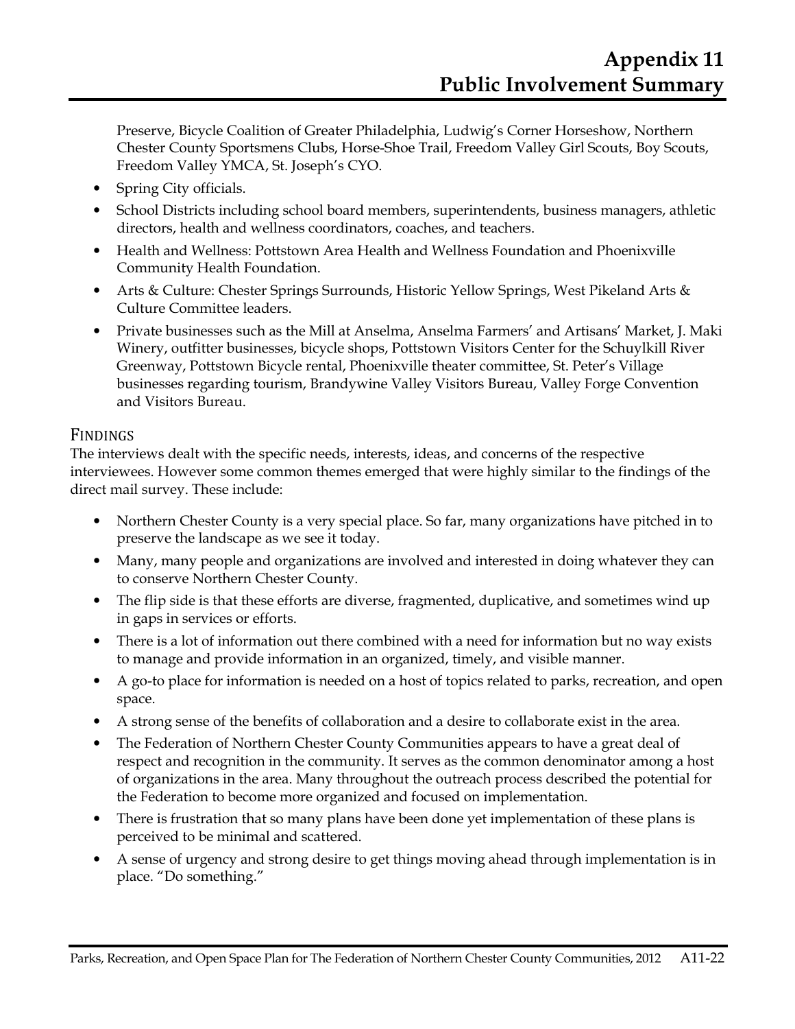Preserve, Bicycle Coalition of Greater Philadelphia, Ludwig's Corner Horseshow, Northern Chester County Sportsmens Clubs, Horse-Shoe Trail, Freedom Valley Girl Scouts, Boy Scouts, Freedom Valley YMCA, St. Joseph's CYO.

- Spring City officials.
- School Districts including school board members, superintendents, business managers, athletic directors, health and wellness coordinators, coaches, and teachers.
- Health and Wellness: Pottstown Area Health and Wellness Foundation and Phoenixville Community Health Foundation.
- Arts & Culture: Chester Springs Surrounds, Historic Yellow Springs, West Pikeland Arts & Culture Committee leaders.
- Private businesses such as the Mill at Anselma, Anselma Farmers' and Artisans' Market, J. Maki Winery, outfitter businesses, bicycle shops, Pottstown Visitors Center for the Schuylkill River Greenway, Pottstown Bicycle rental, Phoenixville theater committee, St. Peter's Village businesses regarding tourism, Brandywine Valley Visitors Bureau, Valley Forge Convention and Visitors Bureau.

## FINDINGS

The interviews dealt with the specific needs, interests, ideas, and concerns of the respective interviewees. However some common themes emerged that were highly similar to the findings of the direct mail survey. These include:

- Northern Chester County is a very special place. So far, many organizations have pitched in to preserve the landscape as we see it today.
- Many, many people and organizations are involved and interested in doing whatever they can to conserve Northern Chester County.
- The flip side is that these efforts are diverse, fragmented, duplicative, and sometimes wind up in gaps in services or efforts.
- There is a lot of information out there combined with a need for information but no way exists to manage and provide information in an organized, timely, and visible manner.
- A go-to place for information is needed on a host of topics related to parks, recreation, and open space.
- A strong sense of the benefits of collaboration and a desire to collaborate exist in the area.
- The Federation of Northern Chester County Communities appears to have a great deal of respect and recognition in the community. It serves as the common denominator among a host of organizations in the area. Many throughout the outreach process described the potential for the Federation to become more organized and focused on implementation.
- There is frustration that so many plans have been done yet implementation of these plans is perceived to be minimal and scattered.
- A sense of urgency and strong desire to get things moving ahead through implementation is in place. "Do something."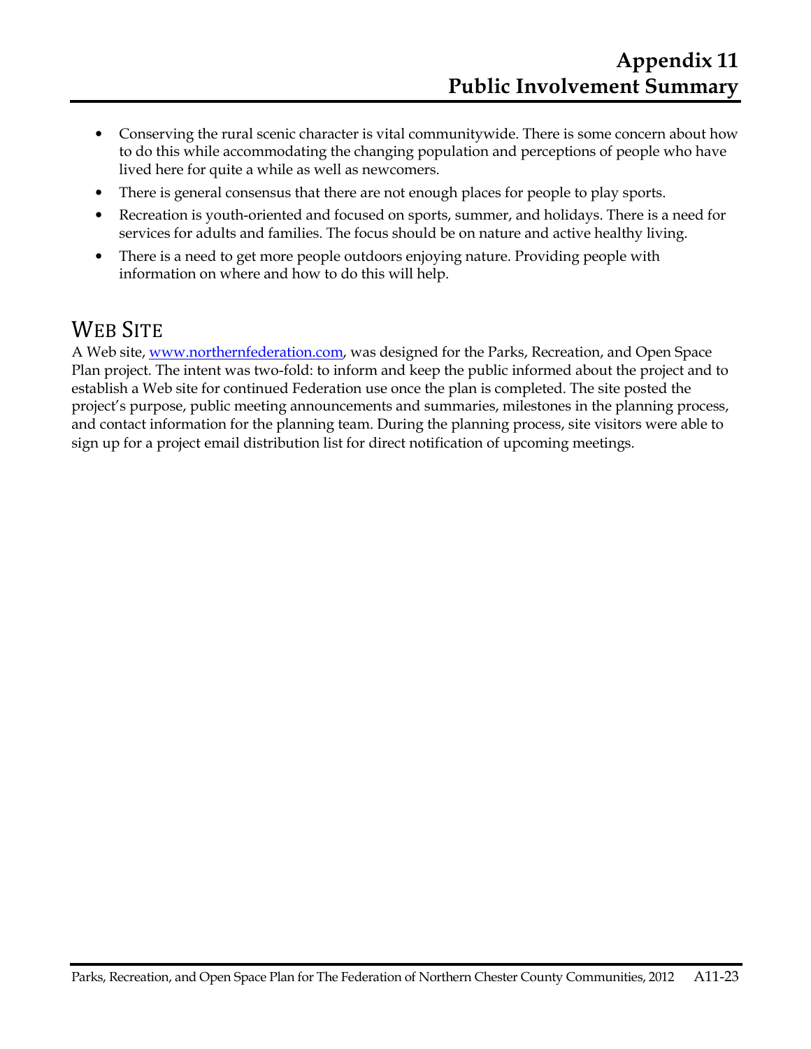- Conserving the rural scenic character is vital communitywide. There is some concern about how to do this while accommodating the changing population and perceptions of people who have lived here for quite a while as well as newcomers.
- There is general consensus that there are not enough places for people to play sports.
- Recreation is youth-oriented and focused on sports, summer, and holidays. There is a need for services for adults and families. The focus should be on nature and active healthy living.
- There is a need to get more people outdoors enjoying nature. Providing people with information on where and how to do this will help.

## Web Site

A Web site, [www.northernfederation.com](www.northernfederation.com), was designed for the Parks, Recreation, and Open Space Plan project. The intent was two-fold: to inform and keep the public informed about the project and to establish a Web site for continued Federation use once the plan is completed. The site posted the project's purpose, public meeting announcements and summaries, milestones in the planning process, and contact information for the planning team. During the planning process, site visitors were able to sign up for a project email distribution list for direct notification of upcoming meetings.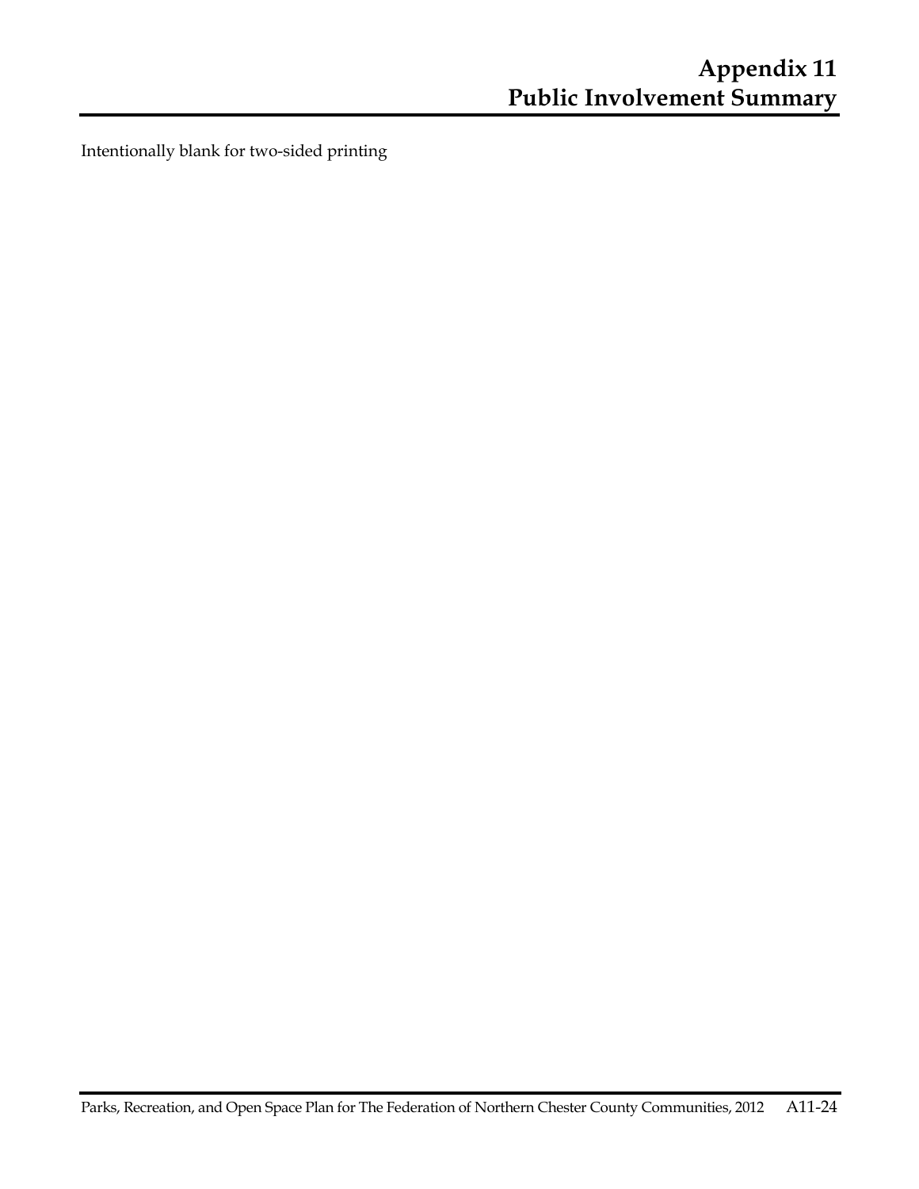# Appendix 11
# Public Involvement Summary

Intentionally blank for two-sided printing